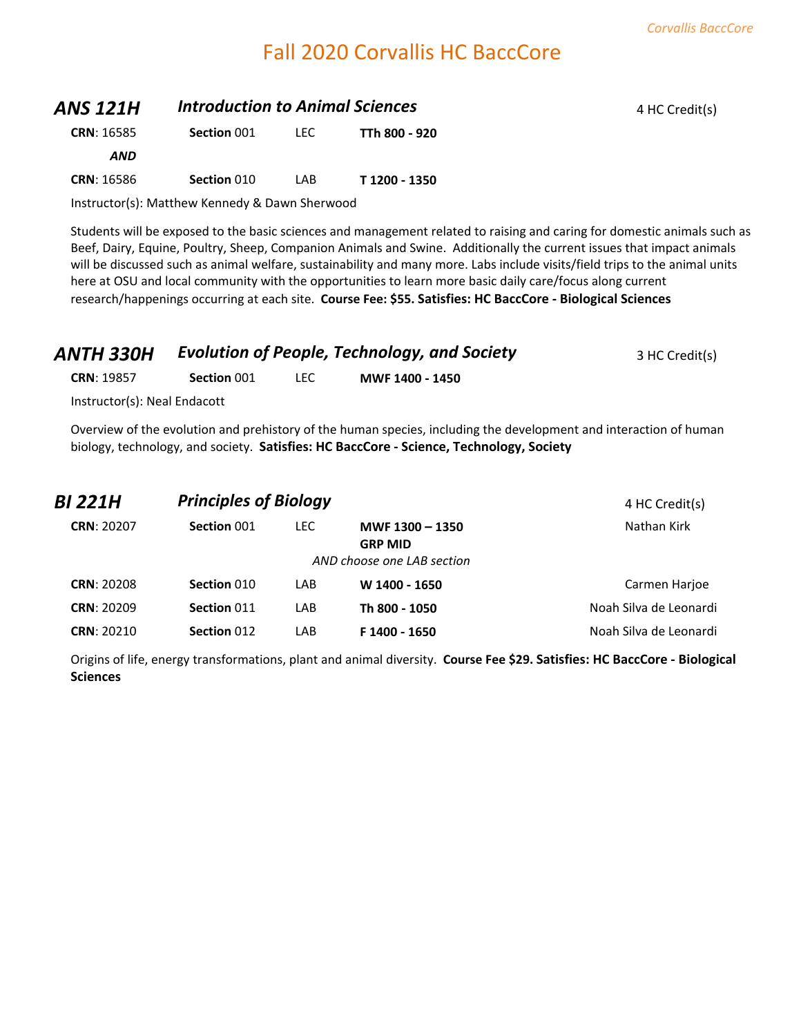# Fall 2020 Corvallis HC BaccCore

## ANS 121H — *Introduction to Animal Sciences*

4 HC Credit(s)

| CRN | Section | Type | Time |
|---|---|---|---|
| **CRN**: 16585 | **Section** 001 | LEC | **TTh 800 - 920** |
| ***AND*** | | | |
| **CRN**: 16586 | **Section** 010 | LAB | **T 1200 - 1350** |

Instructor(s): Matthew Kennedy & Dawn Sherwood

Students will be exposed to the basic sciences and management related to raising and caring for domestic animals such as Beef, Dairy, Equine, Poultry, Sheep, Companion Animals and Swine. Additionally the current issues that impact animals will be discussed such as animal welfare, sustainability and many more. Labs include visits/field trips to the animal units here at OSU and local community with the opportunities to learn more basic daily care/focus along current research/happenings occurring at each site. **Course Fee: $55. Satisfies: HC BaccCore - Biological Sciences**

## ANTH 330H — *Evolution of People, Technology, and Society*

3 HC Credit(s)

| CRN | Section | Type | Time |
|---|---|---|---|
| **CRN**: 19857 | **Section** 001 | LEC | **MWF 1400 - 1450** |

Instructor(s): Neal Endacott

Overview of the evolution and prehistory of the human species, including the development and interaction of human biology, technology, and society. **Satisfies: HC BaccCore - Science, Technology, Society**

## BI 221H — *Principles of Biology*

4 HC Credit(s)

| CRN | Section | Type | Time | Instructor |
|---|---|---|---|---|
| **CRN**: 20207 | **Section** 001 | LEC | **MWF 1300 – 1350** **GRP MID** | Nathan Kirk |
| | | | *AND choose one LAB section* | |
| **CRN**: 20208 | **Section** 010 | LAB | **W 1400 - 1650** | Carmen Harjoe |
| **CRN**: 20209 | **Section** 011 | LAB | **Th 800 - 1050** | Noah Silva de Leonardi |
| **CRN**: 20210 | **Section** 012 | LAB | **F 1400 - 1650** | Noah Silva de Leonardi |

Origins of life, energy transformations, plant and animal diversity. **Course Fee $29. Satisfies: HC BaccCore - Biological Sciences**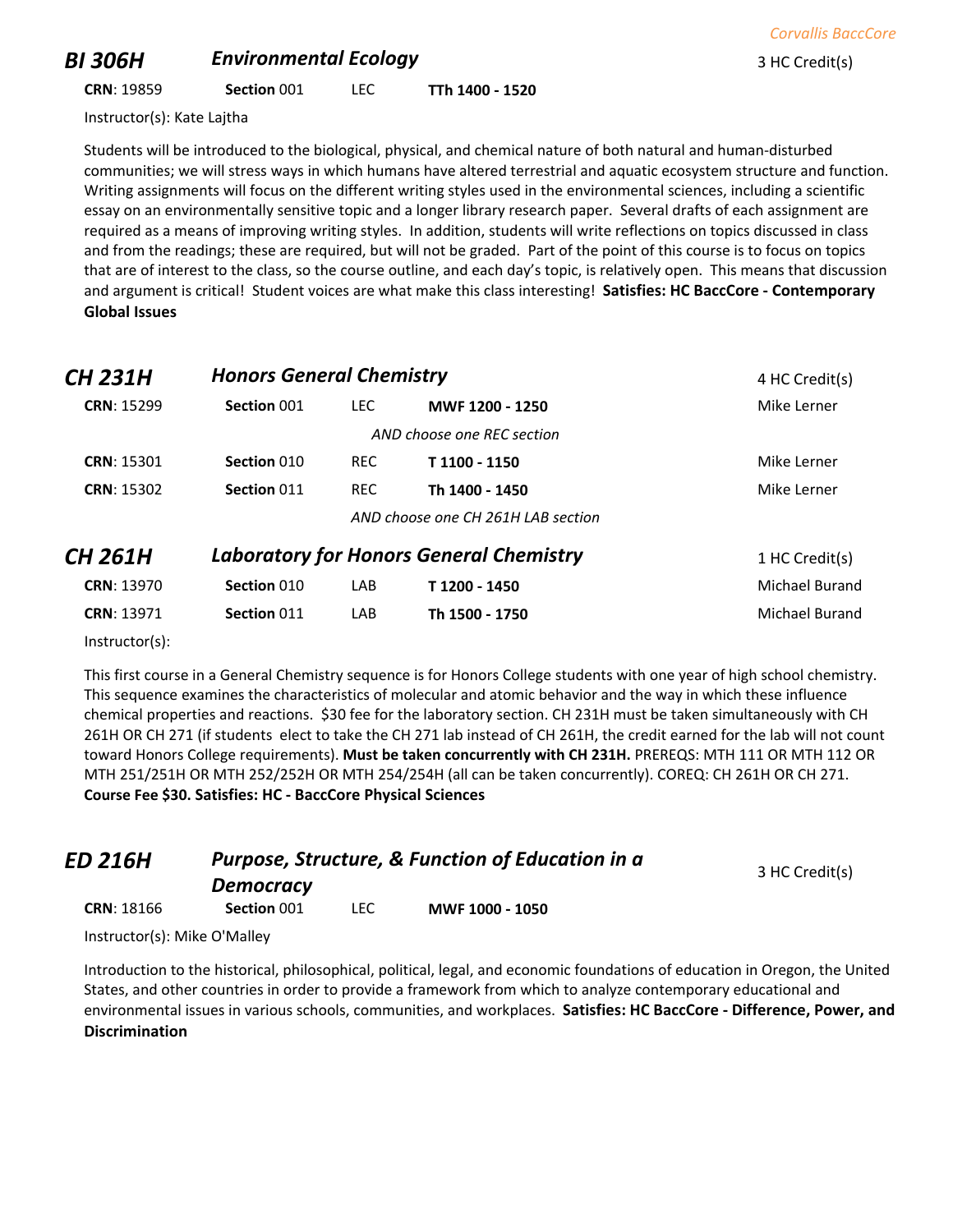## BI 306H — *Environmental Ecology*

3 HC Credit(s)

**CRN**: 19859 | **Section** 001 | LEC | **TTh 1400 - 1520**

Instructor(s): Kate Lajtha

Students will be introduced to the biological, physical, and chemical nature of both natural and human-disturbed communities; we will stress ways in which humans have altered terrestrial and aquatic ecosystem structure and function. Writing assignments will focus on the different writing styles used in the environmental sciences, including a scientific essay on an environmentally sensitive topic and a longer library research paper. Several drafts of each assignment are required as a means of improving writing styles. In addition, students will write reflections on topics discussed in class and from the readings; these are required, but will not be graded. Part of the point of this course is to focus on topics that are of interest to the class, so the course outline, and each day's topic, is relatively open. This means that discussion and argument is critical! Student voices are what make this class interesting! **Satisfies: HC BaccCore - Contemporary Global Issues**

## CH 231H — *Honors General Chemistry*

4 HC Credit(s)

| CRN | Section | Type | Time | Instructor |
|---|---|---|---|---|
| **CRN**: 15299 | **Section** 001 | LEC | **MWF 1200 - 1250** | Mike Lerner |
| | | *AND choose one REC section* | | |
| **CRN**: 15301 | **Section** 010 | REC | **T 1100 - 1150** | Mike Lerner |
| **CRN**: 15302 | **Section** 011 | REC | **Th 1400 - 1450** | Mike Lerner |
| | | *AND choose one CH 261H LAB section* | | |

## CH 261H — *Laboratory for Honors General Chemistry*

1 HC Credit(s)

| CRN | Section | Type | Time | Instructor |
|---|---|---|---|---|
| **CRN**: 13970 | **Section** 010 | LAB | **T 1200 - 1450** | Michael Burand |
| **CRN**: 13971 | **Section** 011 | LAB | **Th 1500 - 1750** | Michael Burand |

Instructor(s):

This first course in a General Chemistry sequence is for Honors College students with one year of high school chemistry. This sequence examines the characteristics of molecular and atomic behavior and the way in which these influence chemical properties and reactions. $30 fee for the laboratory section. CH 231H must be taken simultaneously with CH 261H OR CH 271 (if students elect to take the CH 271 lab instead of CH 261H, the credit earned for the lab will not count toward Honors College requirements). **Must be taken concurrently with CH 231H.** PREREQS: MTH 111 OR MTH 112 OR MTH 251/251H OR MTH 252/252H OR MTH 254/254H (all can be taken concurrently). COREQ: CH 261H OR CH 271. **Course Fee $30. Satisfies: HC - BaccCore Physical Sciences**

## ED 216H — *Purpose, Structure, & Function of Education in a Democracy*

3 HC Credit(s)

**CRN**: 18166 | **Section** 001 | LEC | **MWF 1000 - 1050**

Instructor(s): Mike O'Malley

Introduction to the historical, philosophical, political, legal, and economic foundations of education in Oregon, the United States, and other countries in order to provide a framework from which to analyze contemporary educational and environmental issues in various schools, communities, and workplaces. **Satisfies: HC BaccCore - Difference, Power, and Discrimination**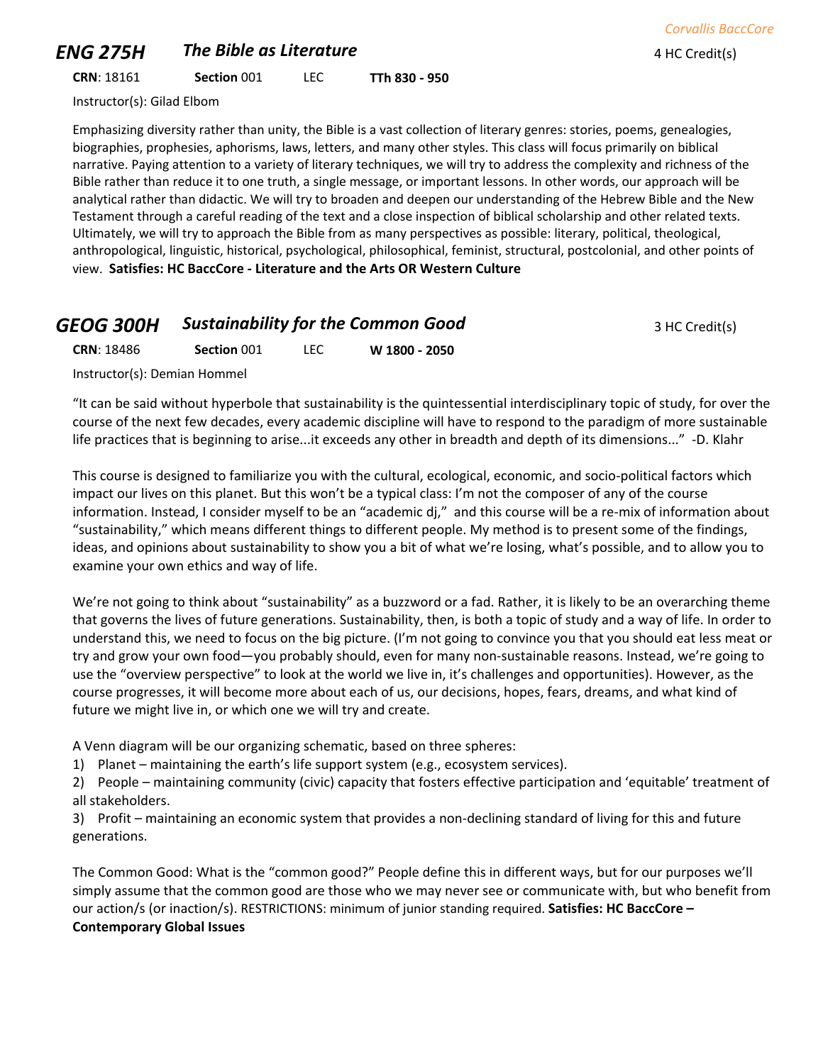## ENG 275H — *The Bible as Literature*

4 HC Credit(s)

**CRN**: 18161 **Section** 001 LEC **TTh 830 - 950**

Instructor(s): Gilad Elbom

Emphasizing diversity rather than unity, the Bible is a vast collection of literary genres: stories, poems, genealogies, biographies, prophesies, aphorisms, laws, letters, and many other styles. This class will focus primarily on biblical narrative. Paying attention to a variety of literary techniques, we will try to address the complexity and richness of the Bible rather than reduce it to one truth, a single message, or important lessons. In other words, our approach will be analytical rather than didactic. We will try to broaden and deepen our understanding of the Hebrew Bible and the New Testament through a careful reading of the text and a close inspection of biblical scholarship and other related texts. Ultimately, we will try to approach the Bible from as many perspectives as possible: literary, political, theological, anthropological, linguistic, historical, psychological, philosophical, feminist, structural, postcolonial, and other points of view. **Satisfies: HC BaccCore - Literature and the Arts OR Western Culture**

## GEOG 300H — *Sustainability for the Common Good*

3 HC Credit(s)

**CRN**: 18486 **Section** 001 LEC **W 1800 - 2050**

Instructor(s): Demian Hommel

"It can be said without hyperbole that sustainability is the quintessential interdisciplinary topic of study, for over the course of the next few decades, every academic discipline will have to respond to the paradigm of more sustainable life practices that is beginning to arise...it exceeds any other in breadth and depth of its dimensions..." -D. Klahr

This course is designed to familiarize you with the cultural, ecological, economic, and socio-political factors which impact our lives on this planet. But this won't be a typical class: I'm not the composer of any of the course information. Instead, I consider myself to be an "academic dj," and this course will be a re-mix of information about "sustainability," which means different things to different people. My method is to present some of the findings, ideas, and opinions about sustainability to show you a bit of what we're losing, what's possible, and to allow you to examine your own ethics and way of life.

We're not going to think about "sustainability" as a buzzword or a fad. Rather, it is likely to be an overarching theme that governs the lives of future generations. Sustainability, then, is both a topic of study and a way of life. In order to understand this, we need to focus on the big picture. (I'm not going to convince you that you should eat less meat or try and grow your own food—you probably should, even for many non-sustainable reasons. Instead, we're going to use the "overview perspective" to look at the world we live in, it's challenges and opportunities). However, as the course progresses, it will become more about each of us, our decisions, hopes, fears, dreams, and what kind of future we might live in, or which one we will try and create.

A Venn diagram will be our organizing schematic, based on three spheres:

1) Planet – maintaining the earth's life support system (e.g., ecosystem services).
2) People – maintaining community (civic) capacity that fosters effective participation and 'equitable' treatment of all stakeholders.
3) Profit – maintaining an economic system that provides a non-declining standard of living for this and future generations.

The Common Good: What is the "common good?" People define this in different ways, but for our purposes we'll simply assume that the common good are those who we may never see or communicate with, but who benefit from our action/s (or inaction/s). RESTRICTIONS: minimum of junior standing required. **Satisfies: HC BaccCore – Contemporary Global Issues**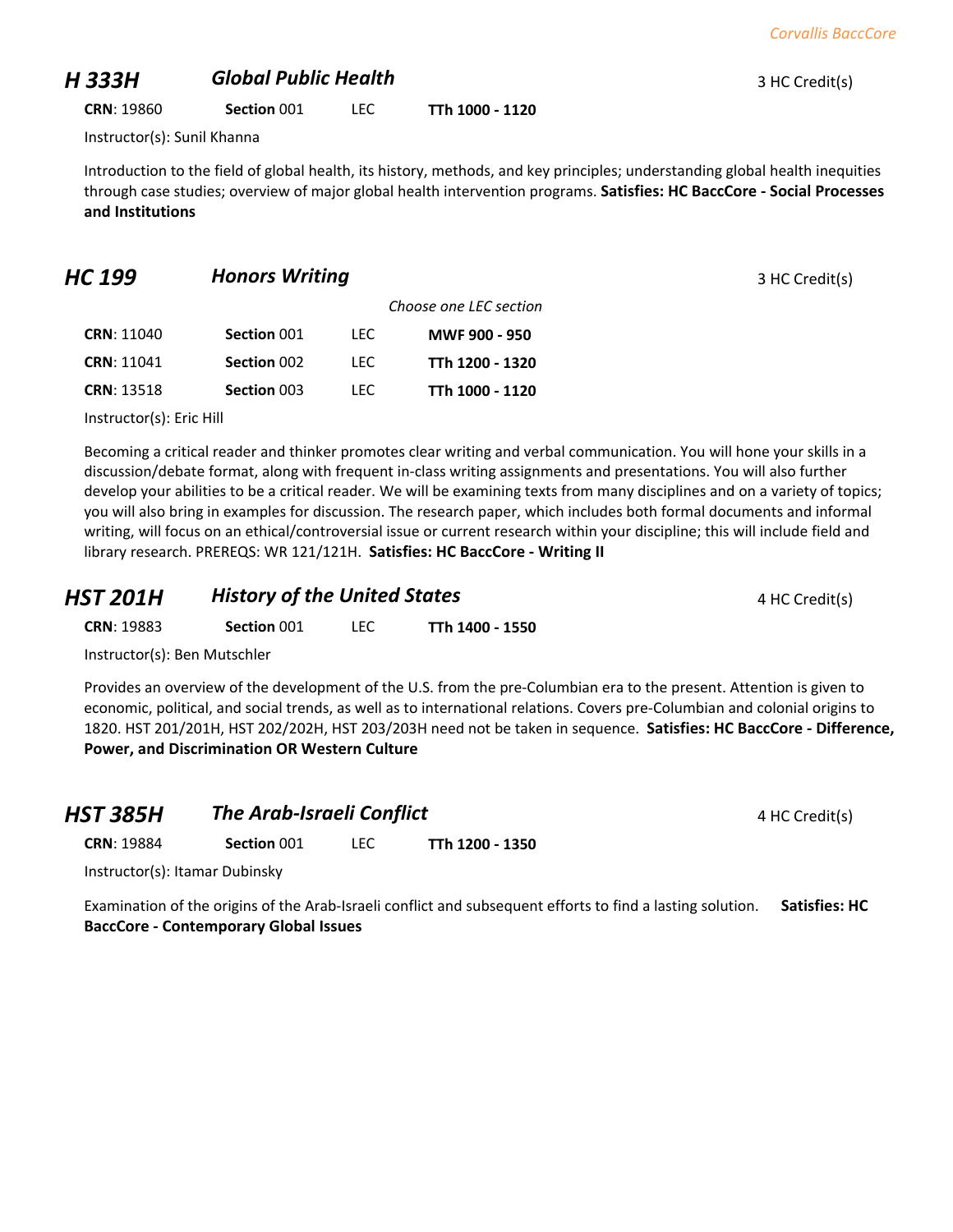## *H 333H* *Global Public Health* 3 HC Credit(s)

**CRN**: 19860 **Section** 001 LEC **TTh 1000 - 1120**

Instructor(s): Sunil Khanna

Introduction to the field of global health, its history, methods, and key principles; understanding global health inequities through case studies; overview of major global health intervention programs. **Satisfies: HC BaccCore - Social Processes and Institutions**

## *HC 199* *Honors Writing* 3 HC Credit(s)

*Choose one LEC section*

| CRN | Section | Type | Time |
|---|---|---|---|
| 11040 | 001 | LEC | **MWF 900 - 950** |
| 11041 | 002 | LEC | **TTh 1200 - 1320** |
| 13518 | 003 | LEC | **TTh 1000 - 1120** |

Instructor(s): Eric Hill

Becoming a critical reader and thinker promotes clear writing and verbal communication. You will hone your skills in a discussion/debate format, along with frequent in-class writing assignments and presentations. You will also further develop your abilities to be a critical reader. We will be examining texts from many disciplines and on a variety of topics; you will also bring in examples for discussion. The research paper, which includes both formal documents and informal writing, will focus on an ethical/controversial issue or current research within your discipline; this will include field and library research. PREREQS: WR 121/121H. **Satisfies: HC BaccCore - Writing II**

## *HST 201H* *History of the United States* 4 HC Credit(s)

**CRN**: 19883 **Section** 001 LEC **TTh 1400 - 1550**

Instructor(s): Ben Mutschler

Provides an overview of the development of the U.S. from the pre-Columbian era to the present. Attention is given to economic, political, and social trends, as well as to international relations. Covers pre-Columbian and colonial origins to 1820. HST 201/201H, HST 202/202H, HST 203/203H need not be taken in sequence. **Satisfies: HC BaccCore - Difference, Power, and Discrimination OR Western Culture**

## *HST 385H* *The Arab-Israeli Conflict* 4 HC Credit(s)

**CRN**: 19884 **Section** 001 LEC **TTh 1200 - 1350**

Instructor(s): Itamar Dubinsky

Examination of the origins of the Arab-Israeli conflict and subsequent efforts to find a lasting solution. **Satisfies: HC BaccCore - Contemporary Global Issues**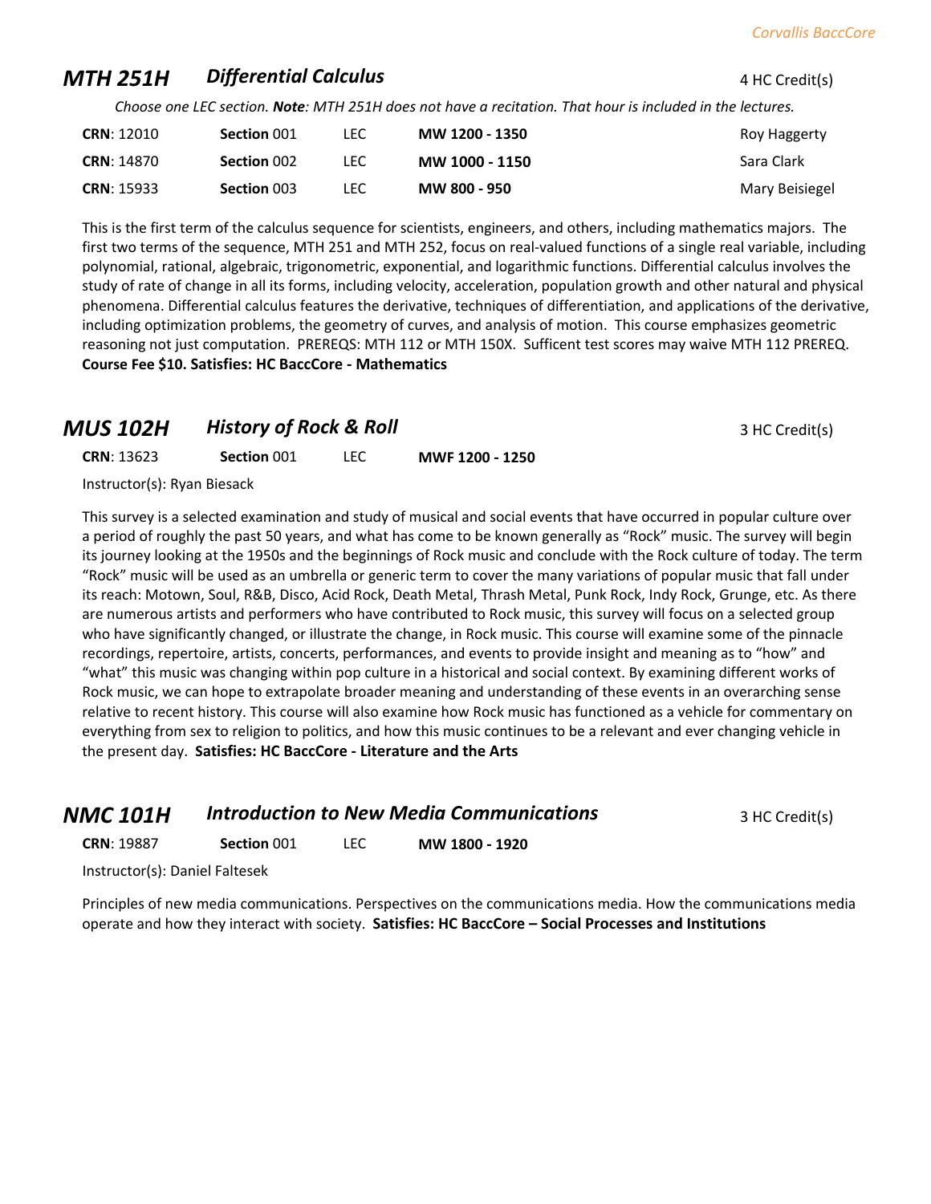## *MTH 251H* *Differential Calculus*

4 HC Credit(s)

*Choose one LEC section. **Note**: MTH 251H does not have a recitation. That hour is included in the lectures.*

| CRN | Section | Type | Time | Instructor |
|---|---|---|---|---|
| **CRN**: 12010 | **Section** 001 | LEC | **MW 1200 - 1350** | Roy Haggerty |
| **CRN**: 14870 | **Section** 002 | LEC | **MW 1000 - 1150** | Sara Clark |
| **CRN**: 15933 | **Section** 003 | LEC | **MW 800 - 950** | Mary Beisiegel |

This is the first term of the calculus sequence for scientists, engineers, and others, including mathematics majors. The first two terms of the sequence, MTH 251 and MTH 252, focus on real-valued functions of a single real variable, including polynomial, rational, algebraic, trigonometric, exponential, and logarithmic functions. Differential calculus involves the study of rate of change in all its forms, including velocity, acceleration, population growth and other natural and physical phenomena. Differential calculus features the derivative, techniques of differentiation, and applications of the derivative, including optimization problems, the geometry of curves, and analysis of motion. This course emphasizes geometric reasoning not just computation. PREREQS: MTH 112 or MTH 150X. Sufficent test scores may waive MTH 112 PREREQ. **Course Fee $10. Satisfies: HC BaccCore - Mathematics**

## *MUS 102H* *History of Rock & Roll*

3 HC Credit(s)

**CRN**: 13623 **Section** 001 LEC **MWF 1200 - 1250**

Instructor(s): Ryan Biesack

This survey is a selected examination and study of musical and social events that have occurred in popular culture over a period of roughly the past 50 years, and what has come to be known generally as "Rock" music. The survey will begin its journey looking at the 1950s and the beginnings of Rock music and conclude with the Rock culture of today. The term "Rock" music will be used as an umbrella or generic term to cover the many variations of popular music that fall under its reach: Motown, Soul, R&B, Disco, Acid Rock, Death Metal, Thrash Metal, Punk Rock, Indy Rock, Grunge, etc. As there are numerous artists and performers who have contributed to Rock music, this survey will focus on a selected group who have significantly changed, or illustrate the change, in Rock music. This course will examine some of the pinnacle recordings, repertoire, artists, concerts, performances, and events to provide insight and meaning as to "how" and "what" this music was changing within pop culture in a historical and social context. By examining different works of Rock music, we can hope to extrapolate broader meaning and understanding of these events in an overarching sense relative to recent history. This course will also examine how Rock music has functioned as a vehicle for commentary on everything from sex to religion to politics, and how this music continues to be a relevant and ever changing vehicle in the present day. **Satisfies: HC BaccCore - Literature and the Arts**

## *NMC 101H* *Introduction to New Media Communications*

3 HC Credit(s)

**CRN**: 19887 **Section** 001 LEC **MW 1800 - 1920**

Instructor(s): Daniel Faltesek

Principles of new media communications. Perspectives on the communications media. How the communications media operate and how they interact with society. **Satisfies: HC BaccCore – Social Processes and Institutions**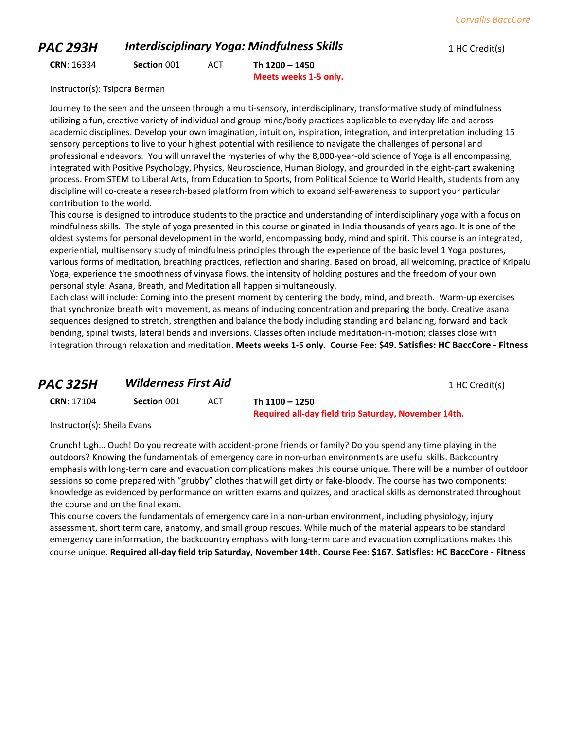## PAC 293H *Interdisciplinary Yoga: Mindfulness Skills*

1 HC Credit(s)

**CRN**: 16334 **Section** 001 ACT **Th 1200 – 1450**
**Meets weeks 1-5 only.**

Instructor(s): Tsipora Berman

Journey to the seen and the unseen through a multi-sensory, interdisciplinary, transformative study of mindfulness utilizing a fun, creative variety of individual and group mind/body practices applicable to everyday life and across academic disciplines. Develop your own imagination, intuition, inspiration, integration, and interpretation including 15 sensory perceptions to live to your highest potential with resilience to navigate the challenges of personal and professional endeavors. You will unravel the mysteries of why the 8,000-year-old science of Yoga is all encompassing, integrated with Positive Psychology, Physics, Neuroscience, Human Biology, and grounded in the eight-part awakening process. From STEM to Liberal Arts, from Education to Sports, from Political Science to World Health, students from any discipline will co-create a research-based platform from which to expand self-awareness to support your particular contribution to the world.

This course is designed to introduce students to the practice and understanding of interdisciplinary yoga with a focus on mindfulness skills. The style of yoga presented in this course originated in India thousands of years ago. It is one of the oldest systems for personal development in the world, encompassing body, mind and spirit. This course is an integrated, experiential, multisensory study of mindfulness principles through the experience of the basic level 1 Yoga postures, various forms of meditation, breathing practices, reflection and sharing. Based on broad, all welcoming, practice of Kripalu Yoga, experience the smoothness of vinyasa flows, the intensity of holding postures and the freedom of your own personal style: Asana, Breath, and Meditation all happen simultaneously.

Each class will include: Coming into the present moment by centering the body, mind, and breath. Warm-up exercises that synchronize breath with movement, as means of inducing concentration and preparing the body. Creative asana sequences designed to stretch, strengthen and balance the body including standing and balancing, forward and back bending, spinal twists, lateral bends and inversions. Classes often include meditation-in-motion; classes close with integration through relaxation and meditation. **Meets weeks 1-5 only. Course Fee: $49. Satisfies: HC BaccCore - Fitness**

## PAC 325H *Wilderness First Aid*

1 HC Credit(s)

**CRN**: 17104 **Section** 001 ACT **Th 1100 – 1250**
**Required all-day field trip Saturday, November 14th.**

Instructor(s): Sheila Evans

Crunch! Ugh… Ouch! Do you recreate with accident-prone friends or family? Do you spend any time playing in the outdoors? Knowing the fundamentals of emergency care in non-urban environments are useful skills. Backcountry emphasis with long-term care and evacuation complications makes this course unique. There will be a number of outdoor sessions so come prepared with "grubby" clothes that will get dirty or fake-bloody. The course has two components: knowledge as evidenced by performance on written exams and quizzes, and practical skills as demonstrated throughout the course and on the final exam.

This course covers the fundamentals of emergency care in a non-urban environment, including physiology, injury assessment, short term care, anatomy, and small group rescues. While much of the material appears to be standard emergency care information, the backcountry emphasis with long-term care and evacuation complications makes this course unique. **Required all-day field trip Saturday, November 14th. Course Fee: $167. Satisfies: HC BaccCore - Fitness**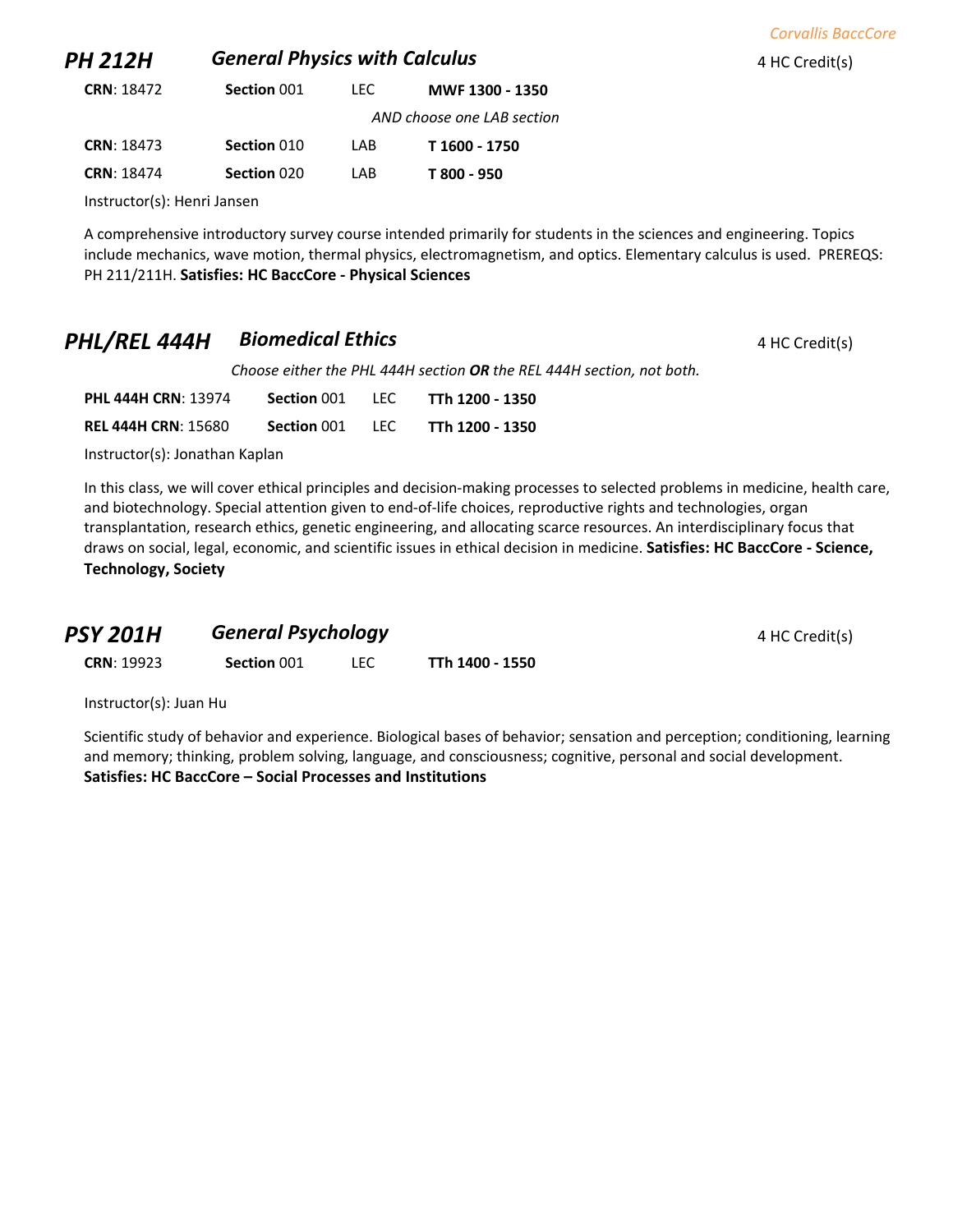## PH 212H *General Physics with Calculus*

4 HC Credit(s)

| CRN | Section | Type | Time |
|---|---|---|---|
| **CRN**: 18472 | **Section** 001 | LEC | **MWF 1300 - 1350** |
| | | *AND choose one LAB section* | |
| **CRN**: 18473 | **Section** 010 | LAB | **T 1600 - 1750** |
| **CRN**: 18474 | **Section** 020 | LAB | **T 800 - 950** |

Instructor(s): Henri Jansen

A comprehensive introductory survey course intended primarily for students in the sciences and engineering. Topics include mechanics, wave motion, thermal physics, electromagnetism, and optics. Elementary calculus is used. PREREQS: PH 211/211H. **Satisfies: HC BaccCore - Physical Sciences**

## PHL/REL 444H *Biomedical Ethics*

4 HC Credit(s)

*Choose either the PHL 444H section **OR** the REL 444H section, not both.*

| CRN | Section | Type | Time |
|---|---|---|---|
| **PHL 444H CRN**: 13974 | **Section** 001 | LEC | **TTh 1200 - 1350** |
| **REL 444H CRN**: 15680 | **Section** 001 | LEC | **TTh 1200 - 1350** |

Instructor(s): Jonathan Kaplan

In this class, we will cover ethical principles and decision-making processes to selected problems in medicine, health care, and biotechnology. Special attention given to end-of-life choices, reproductive rights and technologies, organ transplantation, research ethics, genetic engineering, and allocating scarce resources. An interdisciplinary focus that draws on social, legal, economic, and scientific issues in ethical decision in medicine. **Satisfies: HC BaccCore - Science, Technology, Society**

## PSY 201H *General Psychology*

4 HC Credit(s)

| CRN | Section | Type | Time |
|---|---|---|---|
| **CRN**: 19923 | **Section** 001 | LEC | **TTh 1400 - 1550** |

Instructor(s): Juan Hu

Scientific study of behavior and experience. Biological bases of behavior; sensation and perception; conditioning, learning and memory; thinking, problem solving, language, and consciousness; cognitive, personal and social development. **Satisfies: HC BaccCore – Social Processes and Institutions**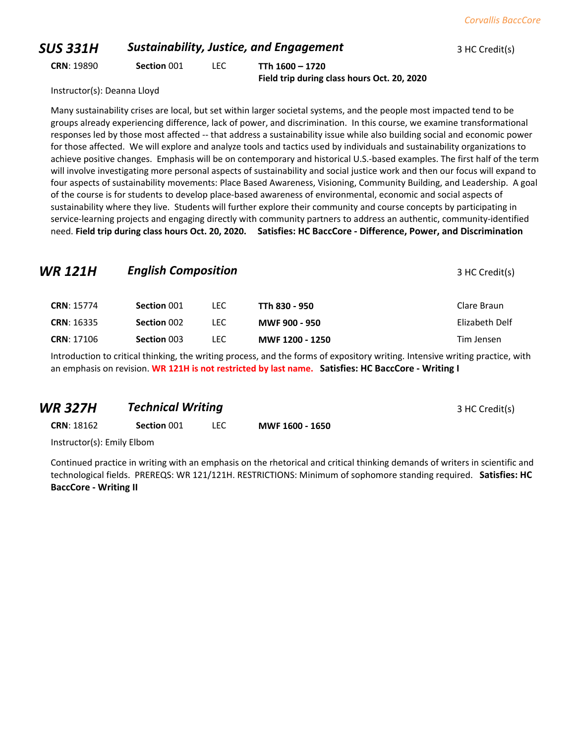## *SUS 331H* *Sustainability, Justice, and Engagement*

3 HC Credit(s)

**CRN**: 19890 **Section** 001 LEC **TTh 1600 – 1720**
**Field trip during class hours Oct. 20, 2020**

Instructor(s): Deanna Lloyd

Many sustainability crises are local, but set within larger societal systems, and the people most impacted tend to be groups already experiencing difference, lack of power, and discrimination. In this course, we examine transformational responses led by those most affected -- that address a sustainability issue while also building social and economic power for those affected. We will explore and analyze tools and tactics used by individuals and sustainability organizations to achieve positive changes. Emphasis will be on contemporary and historical U.S.-based examples. The first half of the term will involve investigating more personal aspects of sustainability and social justice work and then our focus will expand to four aspects of sustainability movements: Place Based Awareness, Visioning, Community Building, and Leadership. A goal of the course is for students to develop place-based awareness of environmental, economic and social aspects of sustainability where they live. Students will further explore their community and course concepts by participating in service-learning projects and engaging directly with community partners to address an authentic, community-identified need. **Field trip during class hours Oct. 20, 2020.** **Satisfies: HC BaccCore - Difference, Power, and Discrimination**

## *WR 121H* *English Composition*

3 HC Credit(s)

| CRN | Section | Type | Time | Instructor |
|---|---|---|---|---|
| **CRN**: 15774 | **Section** 001 | LEC | **TTh 830 - 950** | Clare Braun |
| **CRN**: 16335 | **Section** 002 | LEC | **MWF 900 - 950** | Elizabeth Delf |
| **CRN**: 17106 | **Section** 003 | LEC | **MWF 1200 - 1250** | Tim Jensen |

Introduction to critical thinking, the writing process, and the forms of expository writing. Intensive writing practice, with an emphasis on revision. **WR 121H is not restricted by last name.** **Satisfies: HC BaccCore - Writing I**

## *WR 327H* *Technical Writing*

3 HC Credit(s)

**CRN**: 18162 **Section** 001 LEC **MWF 1600 - 1650**

Instructor(s): Emily Elbom

Continued practice in writing with an emphasis on the rhetorical and critical thinking demands of writers in scientific and technological fields. PREREQS: WR 121/121H. RESTRICTIONS: Minimum of sophomore standing required. **Satisfies: HC BaccCore - Writing II**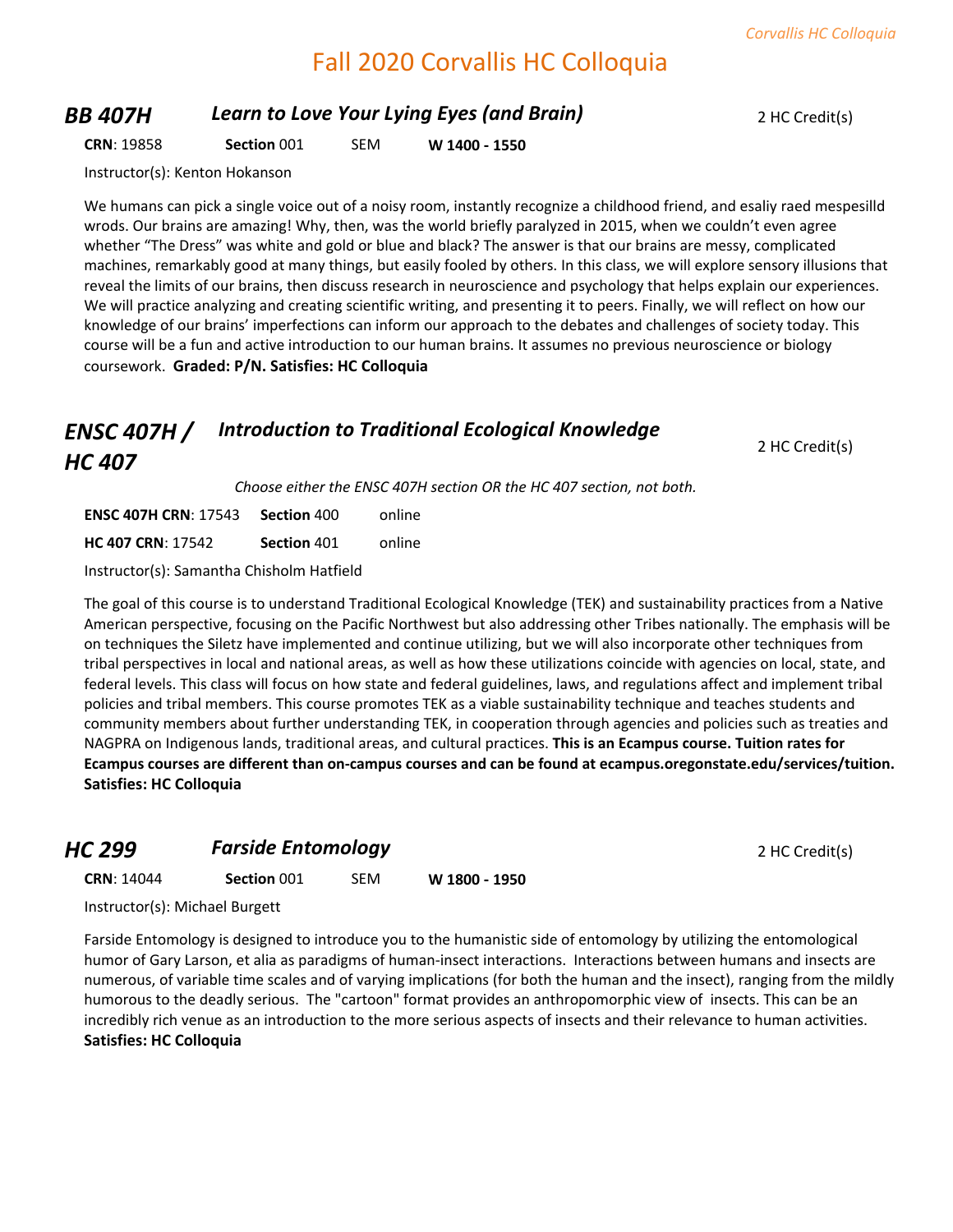# Fall 2020 Corvallis HC Colloquia

## *BB 407H* *Learn to Love Your Lying Eyes (and Brain)*

2 HC Credit(s)

**CRN**: 19858 **Section** 001 SEM **W 1400 - 1550**

Instructor(s): Kenton Hokanson

We humans can pick a single voice out of a noisy room, instantly recognize a childhood friend, and esaliy raed mespesilld wrods. Our brains are amazing! Why, then, was the world briefly paralyzed in 2015, when we couldn't even agree whether "The Dress" was white and gold or blue and black? The answer is that our brains are messy, complicated machines, remarkably good at many things, but easily fooled by others. In this class, we will explore sensory illusions that reveal the limits of our brains, then discuss research in neuroscience and psychology that helps explain our experiences. We will practice analyzing and creating scientific writing, and presenting it to peers. Finally, we will reflect on how our knowledge of our brains' imperfections can inform our approach to the debates and challenges of society today. This course will be a fun and active introduction to our human brains. It assumes no previous neuroscience or biology coursework. **Graded: P/N. Satisfies: HC Colloquia**

## *ENSC 407H / HC 407* *Introduction to Traditional Ecological Knowledge*

2 HC Credit(s)

*Choose either the ENSC 407H section OR the HC 407 section, not both.*

**ENSC 407H CRN**: 17543 **Section** 400 online

**HC 407 CRN**: 17542 **Section** 401 online

Instructor(s): Samantha Chisholm Hatfield

The goal of this course is to understand Traditional Ecological Knowledge (TEK) and sustainability practices from a Native American perspective, focusing on the Pacific Northwest but also addressing other Tribes nationally. The emphasis will be on techniques the Siletz have implemented and continue utilizing, but we will also incorporate other techniques from tribal perspectives in local and national areas, as well as how these utilizations coincide with agencies on local, state, and federal levels. This class will focus on how state and federal guidelines, laws, and regulations affect and implement tribal policies and tribal members. This course promotes TEK as a viable sustainability technique and teaches students and community members about further understanding TEK, in cooperation through agencies and policies such as treaties and NAGPRA on Indigenous lands, traditional areas, and cultural practices. **This is an Ecampus course. Tuition rates for Ecampus courses are different than on-campus courses and can be found at ecampus.oregonstate.edu/services/tuition. Satisfies: HC Colloquia**

## *HC 299* *Farside Entomology*

2 HC Credit(s)

**CRN**: 14044 **Section** 001 SEM **W 1800 - 1950**

Instructor(s): Michael Burgett

Farside Entomology is designed to introduce you to the humanistic side of entomology by utilizing the entomological humor of Gary Larson, et alia as paradigms of human-insect interactions. Interactions between humans and insects are numerous, of variable time scales and of varying implications (for both the human and the insect), ranging from the mildly humorous to the deadly serious. The "cartoon" format provides an anthropomorphic view of insects. This can be an incredibly rich venue as an introduction to the more serious aspects of insects and their relevance to human activities. **Satisfies: HC Colloquia**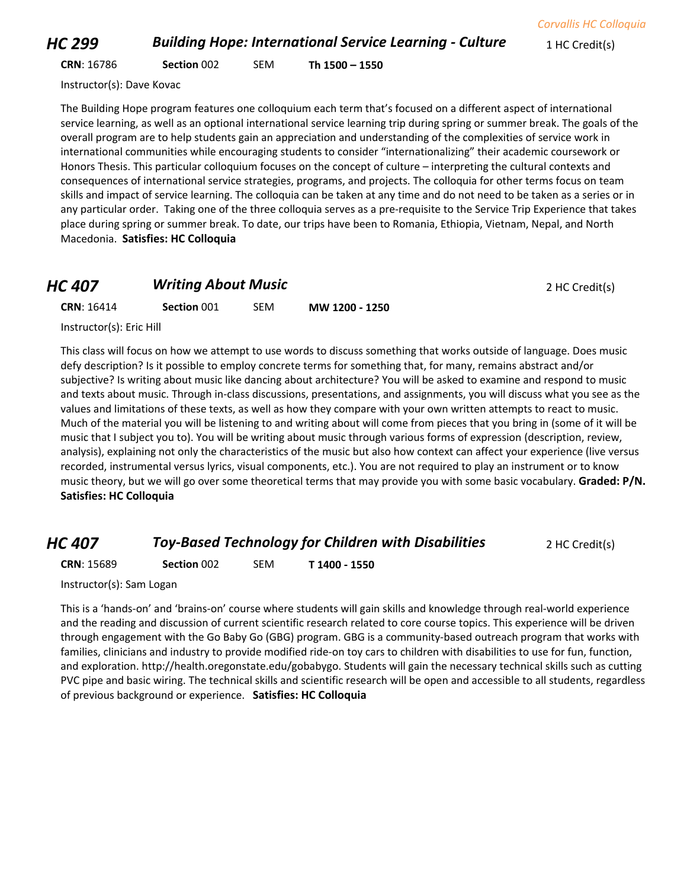## HC 299 — *Building Hope: International Service Learning - Culture* — 1 HC Credit(s)

**CRN**: 16786 **Section** 002 SEM **Th 1500 – 1550**

Instructor(s): Dave Kovac

The Building Hope program features one colloquium each term that's focused on a different aspect of international service learning, as well as an optional international service learning trip during spring or summer break. The goals of the overall program are to help students gain an appreciation and understanding of the complexities of service work in international communities while encouraging students to consider "internationalizing" their academic coursework or Honors Thesis. This particular colloquium focuses on the concept of culture – interpreting the cultural contexts and consequences of international service strategies, programs, and projects. The colloquia for other terms focus on team skills and impact of service learning. The colloquia can be taken at any time and do not need to be taken as a series or in any particular order. Taking one of the three colloquia serves as a pre-requisite to the Service Trip Experience that takes place during spring or summer break. To date, our trips have been to Romania, Ethiopia, Vietnam, Nepal, and North Macedonia. **Satisfies: HC Colloquia**

## HC 407 — *Writing About Music* — 2 HC Credit(s)

**CRN**: 16414 **Section** 001 SEM **MW 1200 - 1250**

Instructor(s): Eric Hill

This class will focus on how we attempt to use words to discuss something that works outside of language. Does music defy description? Is it possible to employ concrete terms for something that, for many, remains abstract and/or subjective? Is writing about music like dancing about architecture? You will be asked to examine and respond to music and texts about music. Through in-class discussions, presentations, and assignments, you will discuss what you see as the values and limitations of these texts, as well as how they compare with your own written attempts to react to music. Much of the material you will be listening to and writing about will come from pieces that you bring in (some of it will be music that I subject you to). You will be writing about music through various forms of expression (description, review, analysis), explaining not only the characteristics of the music but also how context can affect your experience (live versus recorded, instrumental versus lyrics, visual components, etc.). You are not required to play an instrument or to know music theory, but we will go over some theoretical terms that may provide you with some basic vocabulary. **Graded: P/N. Satisfies: HC Colloquia**

## HC 407 — *Toy-Based Technology for Children with Disabilities* — 2 HC Credit(s)

**CRN**: 15689 **Section** 002 SEM **T 1400 - 1550**

Instructor(s): Sam Logan

This is a 'hands-on' and 'brains-on' course where students will gain skills and knowledge through real-world experience and the reading and discussion of current scientific research related to core course topics. This experience will be driven through engagement with the Go Baby Go (GBG) program. GBG is a community-based outreach program that works with families, clinicians and industry to provide modified ride-on toy cars to children with disabilities to use for fun, function, and exploration. http://health.oregonstate.edu/gobabygo. Students will gain the necessary technical skills such as cutting PVC pipe and basic wiring. The technical skills and scientific research will be open and accessible to all students, regardless of previous background or experience. **Satisfies: HC Colloquia**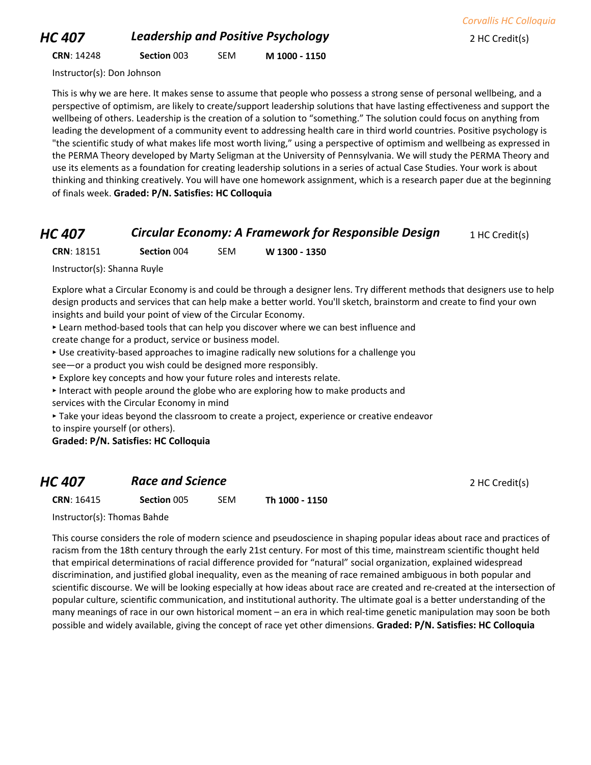## HC 407 *Leadership and Positive Psychology*

2 HC Credit(s)

**CRN**: 14248 **Section** 003 SEM **M 1000 - 1150**

Instructor(s): Don Johnson

This is why we are here. It makes sense to assume that people who possess a strong sense of personal wellbeing, and a perspective of optimism, are likely to create/support leadership solutions that have lasting effectiveness and support the wellbeing of others. Leadership is the creation of a solution to "something." The solution could focus on anything from leading the development of a community event to addressing health care in third world countries. Positive psychology is "the scientific study of what makes life most worth living," using a perspective of optimism and wellbeing as expressed in the PERMA Theory developed by Marty Seligman at the University of Pennsylvania. We will study the PERMA Theory and use its elements as a foundation for creating leadership solutions in a series of actual Case Studies. Your work is about thinking and thinking creatively. You will have one homework assignment, which is a research paper due at the beginning of finals week. **Graded: P/N. Satisfies: HC Colloquia**

## HC 407 *Circular Economy: A Framework for Responsible Design*

1 HC Credit(s)

**CRN**: 18151 **Section** 004 SEM **W 1300 - 1350**

Instructor(s): Shanna Ruyle

Explore what a Circular Economy is and could be through a designer lens. Try different methods that designers use to help design products and services that can help make a better world. You'll sketch, brainstorm and create to find your own insights and build your point of view of the Circular Economy.

- Learn method-based tools that can help you discover where we can best influence and create change for a product, service or business model.
- Use creativity-based approaches to imagine radically new solutions for a challenge you see—or a product you wish could be designed more responsibly.
- Explore key concepts and how your future roles and interests relate.
- Interact with people around the globe who are exploring how to make products and services with the Circular Economy in mind
- Take your ideas beyond the classroom to create a project, experience or creative endeavor to inspire yourself (or others).

**Graded: P/N. Satisfies: HC Colloquia**

## HC 407 *Race and Science*

2 HC Credit(s)

**CRN**: 16415 **Section** 005 SEM **Th 1000 - 1150**

Instructor(s): Thomas Bahde

This course considers the role of modern science and pseudoscience in shaping popular ideas about race and practices of racism from the 18th century through the early 21st century. For most of this time, mainstream scientific thought held that empirical determinations of racial difference provided for "natural" social organization, explained widespread discrimination, and justified global inequality, even as the meaning of race remained ambiguous in both popular and scientific discourse. We will be looking especially at how ideas about race are created and re-created at the intersection of popular culture, scientific communication, and institutional authority. The ultimate goal is a better understanding of the many meanings of race in our own historical moment – an era in which real-time genetic manipulation may soon be both possible and widely available, giving the concept of race yet other dimensions. **Graded: P/N. Satisfies: HC Colloquia**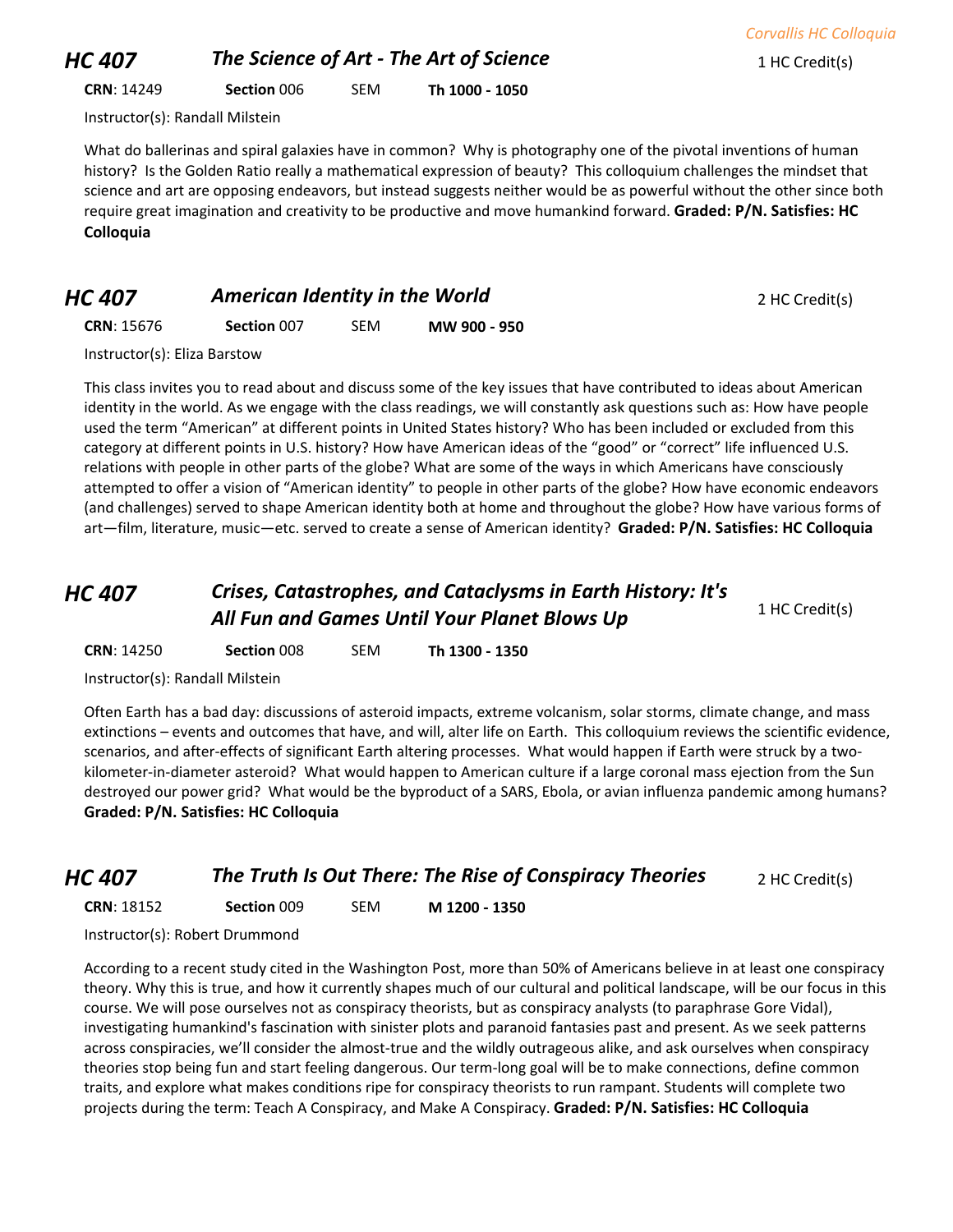## HC 407 — *The Science of Art - The Art of Science*

1 HC Credit(s)

**CRN**: 14249 **Section** 006 SEM **Th 1000 - 1050**

Instructor(s): Randall Milstein

What do ballerinas and spiral galaxies have in common? Why is photography one of the pivotal inventions of human history? Is the Golden Ratio really a mathematical expression of beauty? This colloquium challenges the mindset that science and art are opposing endeavors, but instead suggests neither would be as powerful without the other since both require great imagination and creativity to be productive and move humankind forward. **Graded: P/N. Satisfies: HC Colloquia**

## HC 407 — *American Identity in the World*

2 HC Credit(s)

**CRN**: 15676 **Section** 007 SEM **MW 900 - 950**

Instructor(s): Eliza Barstow

This class invites you to read about and discuss some of the key issues that have contributed to ideas about American identity in the world. As we engage with the class readings, we will constantly ask questions such as: How have people used the term "American" at different points in United States history? Who has been included or excluded from this category at different points in U.S. history? How have American ideas of the "good" or "correct" life influenced U.S. relations with people in other parts of the globe? What are some of the ways in which Americans have consciously attempted to offer a vision of "American identity" to people in other parts of the globe? How have economic endeavors (and challenges) served to shape American identity both at home and throughout the globe? How have various forms of art—film, literature, music—etc. served to create a sense of American identity? **Graded: P/N. Satisfies: HC Colloquia**

## HC 407 — *Crises, Catastrophes, and Cataclysms in Earth History: It's All Fun and Games Until Your Planet Blows Up*

1 HC Credit(s)

**CRN**: 14250 **Section** 008 SEM **Th 1300 - 1350**

Instructor(s): Randall Milstein

Often Earth has a bad day: discussions of asteroid impacts, extreme volcanism, solar storms, climate change, and mass extinctions – events and outcomes that have, and will, alter life on Earth. This colloquium reviews the scientific evidence, scenarios, and after-effects of significant Earth altering processes. What would happen if Earth were struck by a two-kilometer-in-diameter asteroid? What would happen to American culture if a large coronal mass ejection from the Sun destroyed our power grid? What would be the byproduct of a SARS, Ebola, or avian influenza pandemic among humans? **Graded: P/N. Satisfies: HC Colloquia**

## HC 407 — *The Truth Is Out There: The Rise of Conspiracy Theories*

2 HC Credit(s)

**CRN**: 18152 **Section** 009 SEM **M 1200 - 1350**

Instructor(s): Robert Drummond

According to a recent study cited in the Washington Post, more than 50% of Americans believe in at least one conspiracy theory. Why this is true, and how it currently shapes much of our cultural and political landscape, will be our focus in this course. We will pose ourselves not as conspiracy theorists, but as conspiracy analysts (to paraphrase Gore Vidal), investigating humankind's fascination with sinister plots and paranoid fantasies past and present. As we seek patterns across conspiracies, we'll consider the almost-true and the wildly outrageous alike, and ask ourselves when conspiracy theories stop being fun and start feeling dangerous. Our term-long goal will be to make connections, define common traits, and explore what makes conditions ripe for conspiracy theorists to run rampant. Students will complete two projects during the term: Teach A Conspiracy, and Make A Conspiracy. **Graded: P/N. Satisfies: HC Colloquia**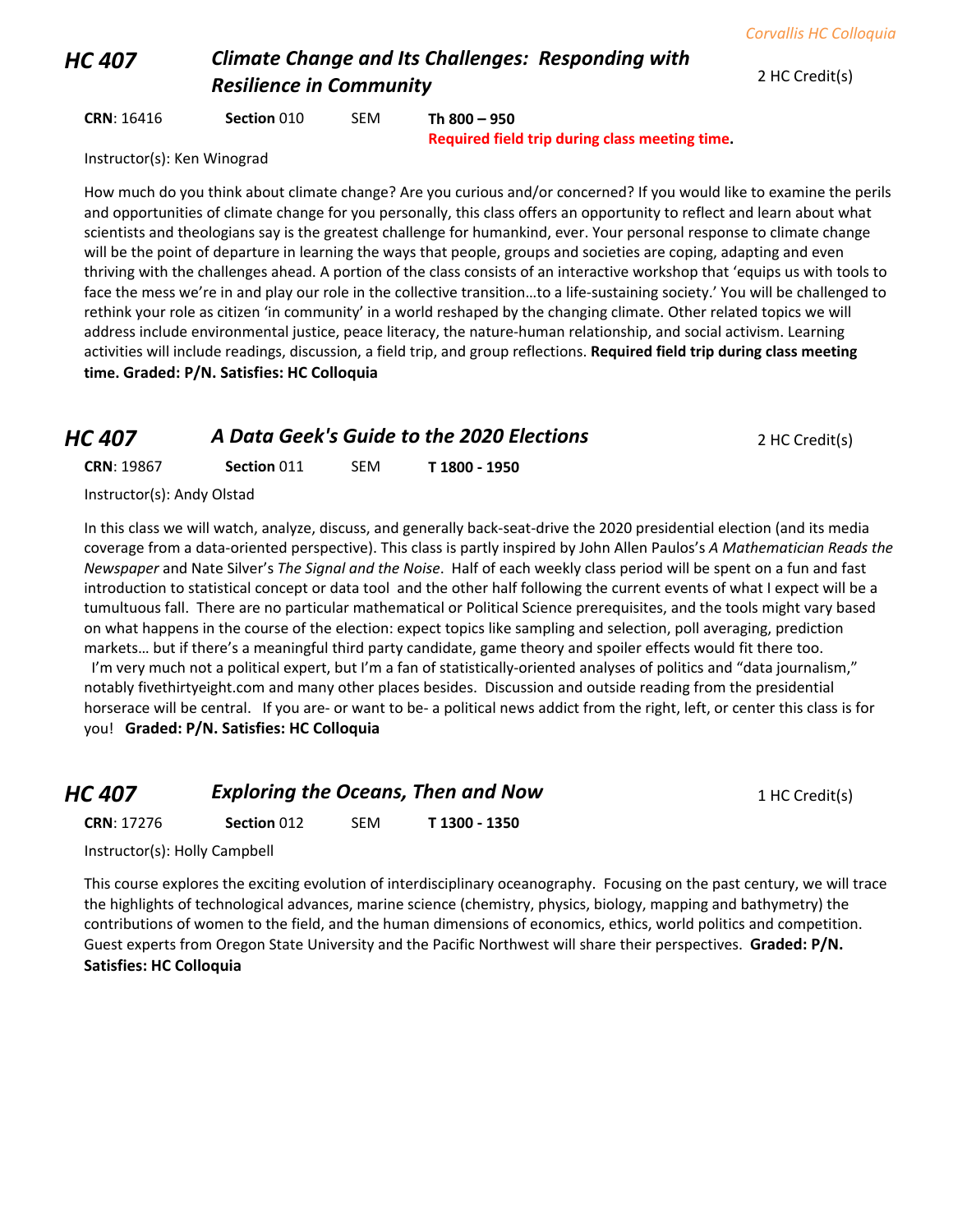## HC 407 *Climate Change and Its Challenges: Responding with Resilience in Community*

2 HC Credit(s)

**CRN**: 16416 **Section** 010 SEM **Th 800 – 950**
**Required field trip during class meeting time.**

Instructor(s): Ken Winograd

How much do you think about climate change? Are you curious and/or concerned? If you would like to examine the perils and opportunities of climate change for you personally, this class offers an opportunity to reflect and learn about what scientists and theologians say is the greatest challenge for humankind, ever. Your personal response to climate change will be the point of departure in learning the ways that people, groups and societies are coping, adapting and even thriving with the challenges ahead. A portion of the class consists of an interactive workshop that 'equips us with tools to face the mess we're in and play our role in the collective transition…to a life-sustaining society.' You will be challenged to rethink your role as citizen 'in community' in a world reshaped by the changing climate. Other related topics we will address include environmental justice, peace literacy, the nature-human relationship, and social activism. Learning activities will include readings, discussion, a field trip, and group reflections. **Required field trip during class meeting time. Graded: P/N. Satisfies: HC Colloquia**

## HC 407 *A Data Geek's Guide to the 2020 Elections*

2 HC Credit(s)

**CRN**: 19867 **Section** 011 SEM **T 1800 - 1950**

Instructor(s): Andy Olstad

In this class we will watch, analyze, discuss, and generally back-seat-drive the 2020 presidential election (and its media coverage from a data-oriented perspective). This class is partly inspired by John Allen Paulos's *A Mathematician Reads the Newspaper* and Nate Silver's *The Signal and the Noise*. Half of each weekly class period will be spent on a fun and fast introduction to statistical concept or data tool and the other half following the current events of what I expect will be a tumultuous fall. There are no particular mathematical or Political Science prerequisites, and the tools might vary based on what happens in the course of the election: expect topics like sampling and selection, poll averaging, prediction markets… but if there's a meaningful third party candidate, game theory and spoiler effects would fit there too.

I'm very much not a political expert, but I'm a fan of statistically-oriented analyses of politics and "data journalism," notably fivethirtyeight.com and many other places besides. Discussion and outside reading from the presidential horserace will be central. If you are- or want to be- a political news addict from the right, left, or center this class is for you! **Graded: P/N. Satisfies: HC Colloquia**

## HC 407 *Exploring the Oceans, Then and Now*

1 HC Credit(s)

**CRN**: 17276 **Section** 012 SEM **T 1300 - 1350**

Instructor(s): Holly Campbell

This course explores the exciting evolution of interdisciplinary oceanography. Focusing on the past century, we will trace the highlights of technological advances, marine science (chemistry, physics, biology, mapping and bathymetry) the contributions of women to the field, and the human dimensions of economics, ethics, world politics and competition. Guest experts from Oregon State University and the Pacific Northwest will share their perspectives. **Graded: P/N. Satisfies: HC Colloquia**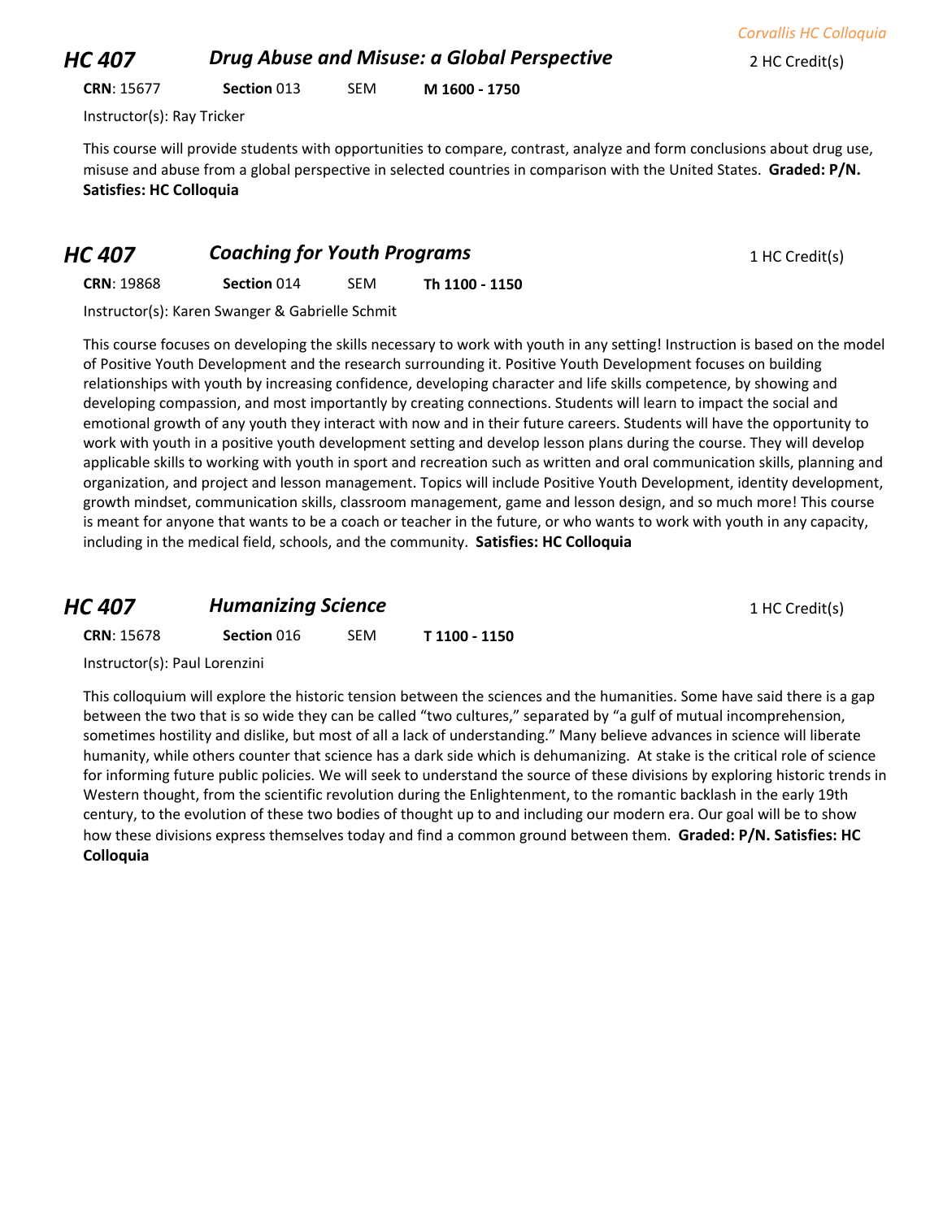## HC 407 — *Drug Abuse and Misuse: a Global Perspective*

2 HC Credit(s)

**CRN**: 15677 **Section** 013 SEM **M 1600 - 1750**

Instructor(s): Ray Tricker

This course will provide students with opportunities to compare, contrast, analyze and form conclusions about drug use, misuse and abuse from a global perspective in selected countries in comparison with the United States. **Graded: P/N. Satisfies: HC Colloquia**

## HC 407 — *Coaching for Youth Programs*

1 HC Credit(s)

**CRN**: 19868 **Section** 014 SEM **Th 1100 - 1150**

Instructor(s): Karen Swanger & Gabrielle Schmit

This course focuses on developing the skills necessary to work with youth in any setting! Instruction is based on the model of Positive Youth Development and the research surrounding it. Positive Youth Development focuses on building relationships with youth by increasing confidence, developing character and life skills competence, by showing and developing compassion, and most importantly by creating connections. Students will learn to impact the social and emotional growth of any youth they interact with now and in their future careers. Students will have the opportunity to work with youth in a positive youth development setting and develop lesson plans during the course. They will develop applicable skills to working with youth in sport and recreation such as written and oral communication skills, planning and organization, and project and lesson management. Topics will include Positive Youth Development, identity development, growth mindset, communication skills, classroom management, game and lesson design, and so much more! This course is meant for anyone that wants to be a coach or teacher in the future, or who wants to work with youth in any capacity, including in the medical field, schools, and the community. **Satisfies: HC Colloquia**

## HC 407 — *Humanizing Science*

1 HC Credit(s)

**CRN**: 15678 **Section** 016 SEM **T 1100 - 1150**

Instructor(s): Paul Lorenzini

This colloquium will explore the historic tension between the sciences and the humanities. Some have said there is a gap between the two that is so wide they can be called "two cultures," separated by "a gulf of mutual incomprehension, sometimes hostility and dislike, but most of all a lack of understanding." Many believe advances in science will liberate humanity, while others counter that science has a dark side which is dehumanizing. At stake is the critical role of science for informing future public policies. We will seek to understand the source of these divisions by exploring historic trends in Western thought, from the scientific revolution during the Enlightenment, to the romantic backlash in the early 19th century, to the evolution of these two bodies of thought up to and including our modern era. Our goal will be to show how these divisions express themselves today and find a common ground between them. **Graded: P/N. Satisfies: HC Colloquia**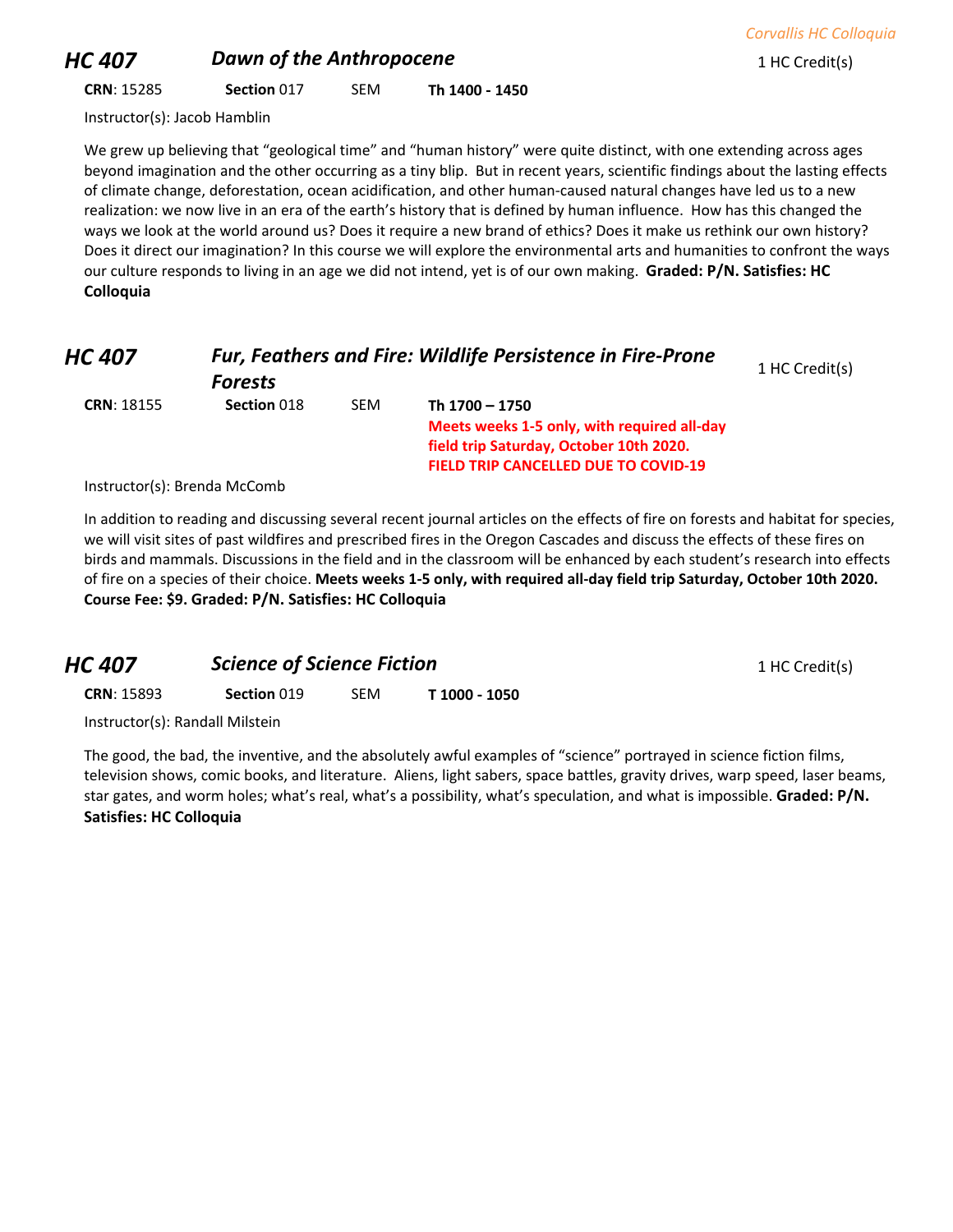## HC 407 *Dawn of the Anthropocene*

1 HC Credit(s)

**CRN**: 15285 **Section** 017 SEM **Th 1400 - 1450**

Instructor(s): Jacob Hamblin

We grew up believing that "geological time" and "human history" were quite distinct, with one extending across ages beyond imagination and the other occurring as a tiny blip. But in recent years, scientific findings about the lasting effects of climate change, deforestation, ocean acidification, and other human-caused natural changes have led us to a new realization: we now live in an era of the earth's history that is defined by human influence. How has this changed the ways we look at the world around us? Does it require a new brand of ethics? Does it make us rethink our own history? Does it direct our imagination? In this course we will explore the environmental arts and humanities to confront the ways our culture responds to living in an age we did not intend, yet is of our own making. **Graded: P/N. Satisfies: HC Colloquia**

## HC 407 *Fur, Feathers and Fire: Wildlife Persistence in Fire-Prone Forests*

1 HC Credit(s)

**CRN**: 18155 **Section** 018 SEM **Th 1700 – 1750**

**Meets weeks 1-5 only, with required all-day field trip Saturday, October 10th 2020.**
**FIELD TRIP CANCELLED DUE TO COVID-19**

Instructor(s): Brenda McComb

In addition to reading and discussing several recent journal articles on the effects of fire on forests and habitat for species, we will visit sites of past wildfires and prescribed fires in the Oregon Cascades and discuss the effects of these fires on birds and mammals. Discussions in the field and in the classroom will be enhanced by each student's research into effects of fire on a species of their choice. **Meets weeks 1-5 only, with required all-day field trip Saturday, October 10th 2020. Course Fee: $9. Graded: P/N. Satisfies: HC Colloquia**

## HC 407 *Science of Science Fiction*

1 HC Credit(s)

**CRN**: 15893 **Section** 019 SEM **T 1000 - 1050**

Instructor(s): Randall Milstein

The good, the bad, the inventive, and the absolutely awful examples of "science" portrayed in science fiction films, television shows, comic books, and literature. Aliens, light sabers, space battles, gravity drives, warp speed, laser beams, star gates, and worm holes; what's real, what's a possibility, what's speculation, and what is impossible. **Graded: P/N. Satisfies: HC Colloquia**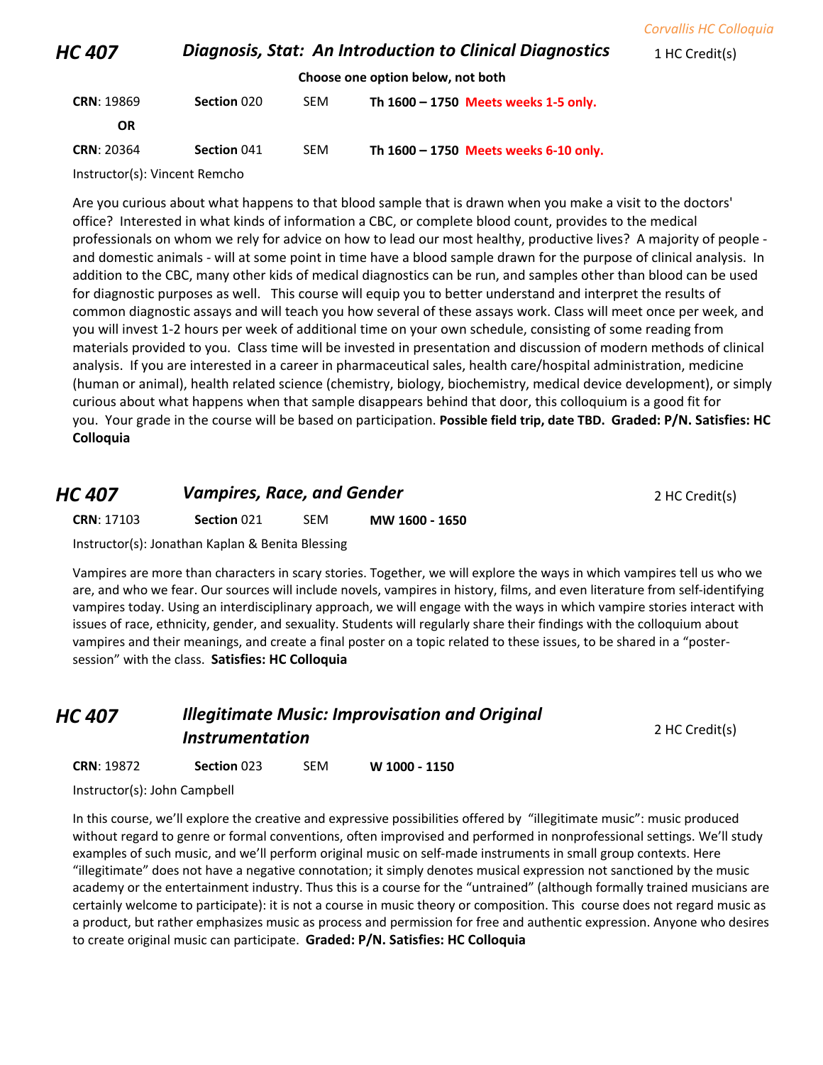## HC 407 — *Diagnosis, Stat: An Introduction to Clinical Diagnostics* — 1 HC Credit(s)

**Choose one option below, not both**

**CRN**: 19869 | **Section** 020 | SEM | **Th 1600 – 1750 Meets weeks 1-5 only.**

**OR**

**CRN**: 20364 | **Section** 041 | SEM | **Th 1600 – 1750 Meets weeks 6-10 only.**

Instructor(s): Vincent Remcho

Are you curious about what happens to that blood sample that is drawn when you make a visit to the doctors' office? Interested in what kinds of information a CBC, or complete blood count, provides to the medical professionals on whom we rely for advice on how to lead our most healthy, productive lives? A majority of people - and domestic animals - will at some point in time have a blood sample drawn for the purpose of clinical analysis. In addition to the CBC, many other kids of medical diagnostics can be run, and samples other than blood can be used for diagnostic purposes as well. This course will equip you to better understand and interpret the results of common diagnostic assays and will teach you how several of these assays work. Class will meet once per week, and you will invest 1-2 hours per week of additional time on your own schedule, consisting of some reading from materials provided to you. Class time will be invested in presentation and discussion of modern methods of clinical analysis. If you are interested in a career in pharmaceutical sales, health care/hospital administration, medicine (human or animal), health related science (chemistry, biology, biochemistry, medical device development), or simply curious about what happens when that sample disappears behind that door, this colloquium is a good fit for you. Your grade in the course will be based on participation. **Possible field trip, date TBD. Graded: P/N. Satisfies: HC Colloquia**

## HC 407 — *Vampires, Race, and Gender* — 2 HC Credit(s)

**CRN**: 17103 | **Section** 021 | SEM | **MW 1600 - 1650**

Instructor(s): Jonathan Kaplan & Benita Blessing

Vampires are more than characters in scary stories. Together, we will explore the ways in which vampires tell us who we are, and who we fear. Our sources will include novels, vampires in history, films, and even literature from self-identifying vampires today. Using an interdisciplinary approach, we will engage with the ways in which vampire stories interact with issues of race, ethnicity, gender, and sexuality. Students will regularly share their findings with the colloquium about vampires and their meanings, and create a final poster on a topic related to these issues, to be shared in a "poster-session" with the class. **Satisfies: HC Colloquia**

## HC 407 — *Illegitimate Music: Improvisation and Original Instrumentation* — 2 HC Credit(s)

**CRN**: 19872 | **Section** 023 | SEM | **W 1000 - 1150**

Instructor(s): John Campbell

In this course, we'll explore the creative and expressive possibilities offered by "illegitimate music": music produced without regard to genre or formal conventions, often improvised and performed in nonprofessional settings. We'll study examples of such music, and we'll perform original music on self-made instruments in small group contexts. Here "illegitimate" does not have a negative connotation; it simply denotes musical expression not sanctioned by the music academy or the entertainment industry. Thus this is a course for the "untrained" (although formally trained musicians are certainly welcome to participate): it is not a course in music theory or composition. This course does not regard music as a product, but rather emphasizes music as process and permission for free and authentic expression. Anyone who desires to create original music can participate. **Graded: P/N. Satisfies: HC Colloquia**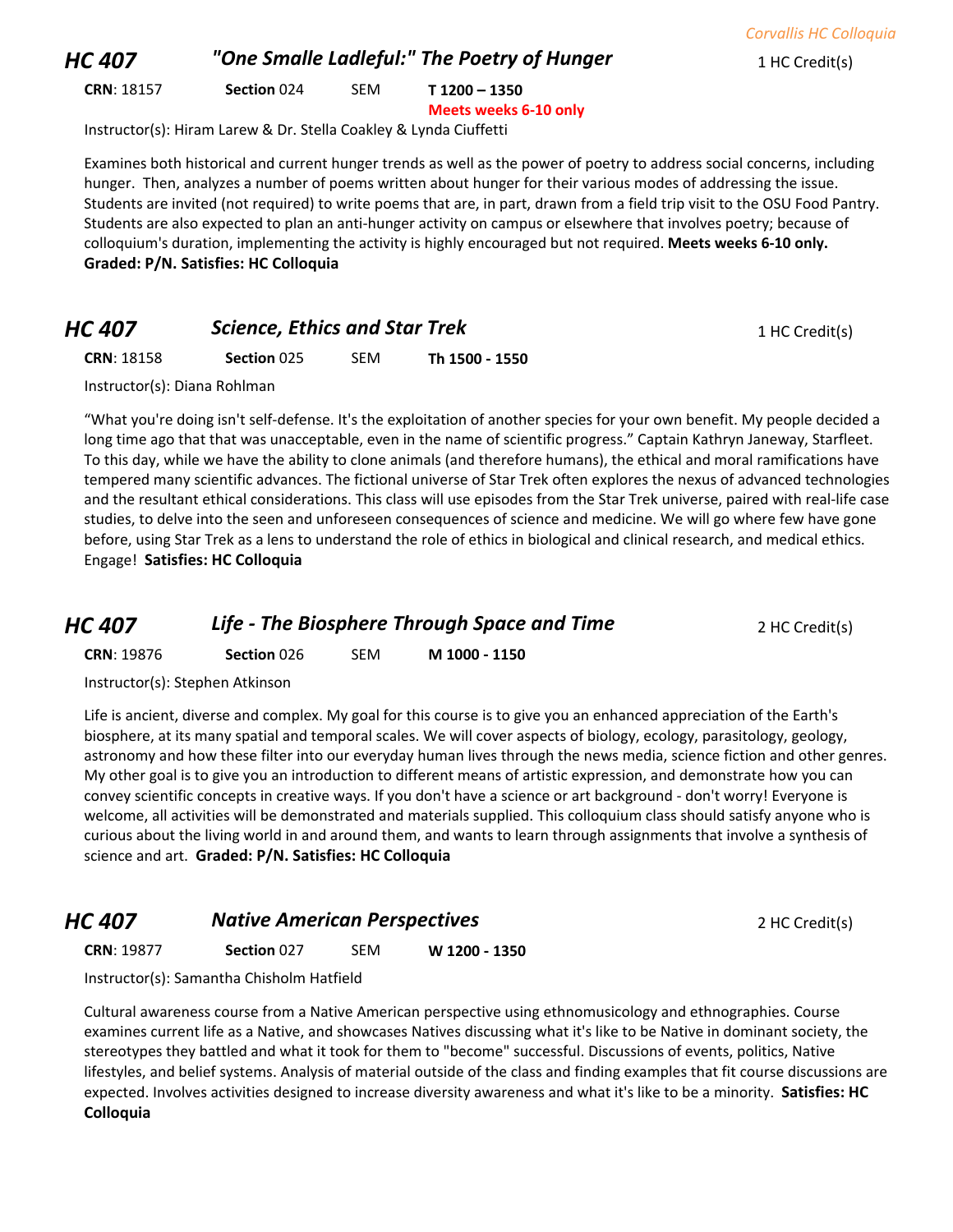## HC 407 — *"One Smalle Ladleful:" The Poetry of Hunger*

1 HC Credit(s)

**CRN**: 18157 **Section** 024 SEM **T 1200 – 1350**
**Meets weeks 6-10 only**

Instructor(s): Hiram Larew & Dr. Stella Coakley & Lynda Ciuffetti

Examines both historical and current hunger trends as well as the power of poetry to address social concerns, including hunger. Then, analyzes a number of poems written about hunger for their various modes of addressing the issue. Students are invited (not required) to write poems that are, in part, drawn from a field trip visit to the OSU Food Pantry. Students are also expected to plan an anti-hunger activity on campus or elsewhere that involves poetry; because of colloquium's duration, implementing the activity is highly encouraged but not required. **Meets weeks 6-10 only. Graded: P/N. Satisfies: HC Colloquia**

## HC 407 — *Science, Ethics and Star Trek*

1 HC Credit(s)

**CRN**: 18158 **Section** 025 SEM **Th 1500 - 1550**

Instructor(s): Diana Rohlman

"What you're doing isn't self-defense. It's the exploitation of another species for your own benefit. My people decided a long time ago that that was unacceptable, even in the name of scientific progress." Captain Kathryn Janeway, Starfleet. To this day, while we have the ability to clone animals (and therefore humans), the ethical and moral ramifications have tempered many scientific advances. The fictional universe of Star Trek often explores the nexus of advanced technologies and the resultant ethical considerations. This class will use episodes from the Star Trek universe, paired with real-life case studies, to delve into the seen and unforeseen consequences of science and medicine. We will go where few have gone before, using Star Trek as a lens to understand the role of ethics in biological and clinical research, and medical ethics. Engage! **Satisfies: HC Colloquia**

## HC 407 — *Life - The Biosphere Through Space and Time*

2 HC Credit(s)

**CRN**: 19876 **Section** 026 SEM **M 1000 - 1150**

Instructor(s): Stephen Atkinson

Life is ancient, diverse and complex. My goal for this course is to give you an enhanced appreciation of the Earth's biosphere, at its many spatial and temporal scales. We will cover aspects of biology, ecology, parasitology, geology, astronomy and how these filter into our everyday human lives through the news media, science fiction and other genres. My other goal is to give you an introduction to different means of artistic expression, and demonstrate how you can convey scientific concepts in creative ways. If you don't have a science or art background - don't worry! Everyone is welcome, all activities will be demonstrated and materials supplied. This colloquium class should satisfy anyone who is curious about the living world in and around them, and wants to learn through assignments that involve a synthesis of science and art. **Graded: P/N. Satisfies: HC Colloquia**

## HC 407 — *Native American Perspectives*

2 HC Credit(s)

**CRN**: 19877 **Section** 027 SEM **W 1200 - 1350**

Instructor(s): Samantha Chisholm Hatfield

Cultural awareness course from a Native American perspective using ethnomusicology and ethnographies. Course examines current life as a Native, and showcases Natives discussing what it's like to be Native in dominant society, the stereotypes they battled and what it took for them to "become" successful. Discussions of events, politics, Native lifestyles, and belief systems. Analysis of material outside of the class and finding examples that fit course discussions are expected. Involves activities designed to increase diversity awareness and what it's like to be a minority. **Satisfies: HC Colloquia**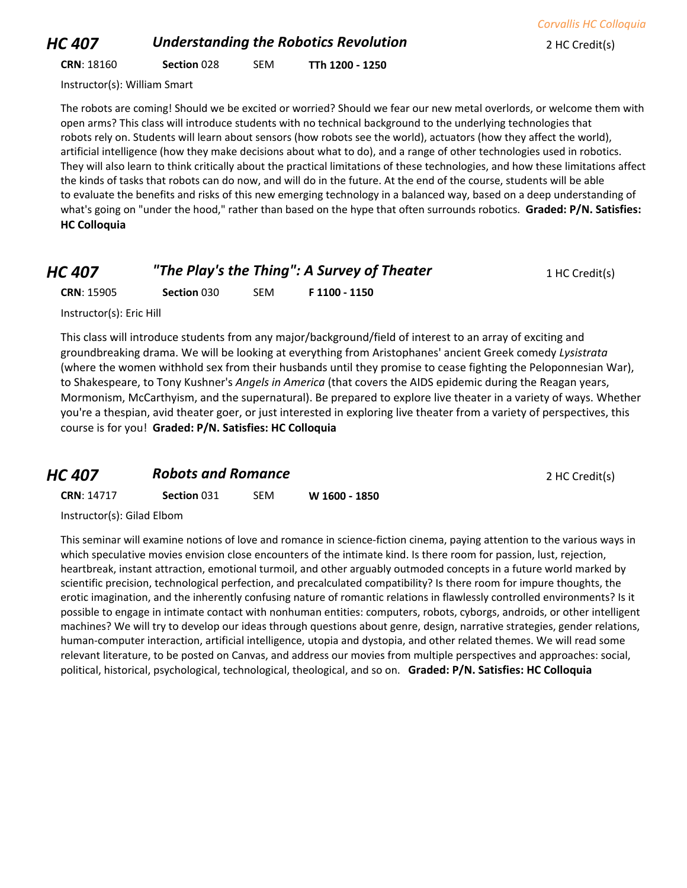## HC 407 — *Understanding the Robotics Revolution*

2 HC Credit(s)

**CRN**: 18160 **Section** 028 SEM **TTh 1200 - 1250**

Instructor(s): William Smart

The robots are coming! Should we be excited or worried? Should we fear our new metal overlords, or welcome them with open arms? This class will introduce students with no technical background to the underlying technologies that robots rely on. Students will learn about sensors (how robots see the world), actuators (how they affect the world), artificial intelligence (how they make decisions about what to do), and a range of other technologies used in robotics. They will also learn to think critically about the practical limitations of these technologies, and how these limitations affect the kinds of tasks that robots can do now, and will do in the future. At the end of the course, students will be able to evaluate the benefits and risks of this new emerging technology in a balanced way, based on a deep understanding of what's going on "under the hood," rather than based on the hype that often surrounds robotics. **Graded: P/N. Satisfies: HC Colloquia**

## HC 407 — *"The Play's the Thing": A Survey of Theater*

1 HC Credit(s)

**CRN**: 15905 **Section** 030 SEM **F 1100 - 1150**

Instructor(s): Eric Hill

This class will introduce students from any major/background/field of interest to an array of exciting and groundbreaking drama. We will be looking at everything from Aristophanes' ancient Greek comedy *Lysistrata* (where the women withhold sex from their husbands until they promise to cease fighting the Peloponnesian War), to Shakespeare, to Tony Kushner's *Angels in America* (that covers the AIDS epidemic during the Reagan years, Mormonism, McCarthyism, and the supernatural). Be prepared to explore live theater in a variety of ways. Whether you're a thespian, avid theater goer, or just interested in exploring live theater from a variety of perspectives, this course is for you! **Graded: P/N. Satisfies: HC Colloquia**

## HC 407 — *Robots and Romance*

2 HC Credit(s)

**CRN**: 14717 **Section** 031 SEM **W 1600 - 1850**

Instructor(s): Gilad Elbom

This seminar will examine notions of love and romance in science-fiction cinema, paying attention to the various ways in which speculative movies envision close encounters of the intimate kind. Is there room for passion, lust, rejection, heartbreak, instant attraction, emotional turmoil, and other arguably outmoded concepts in a future world marked by scientific precision, technological perfection, and precalculated compatibility? Is there room for impure thoughts, the erotic imagination, and the inherently confusing nature of romantic relations in flawlessly controlled environments? Is it possible to engage in intimate contact with nonhuman entities: computers, robots, cyborgs, androids, or other intelligent machines? We will try to develop our ideas through questions about genre, design, narrative strategies, gender relations, human-computer interaction, artificial intelligence, utopia and dystopia, and other related themes. We will read some relevant literature, to be posted on Canvas, and address our movies from multiple perspectives and approaches: social, political, historical, psychological, technological, theological, and so on. **Graded: P/N. Satisfies: HC Colloquia**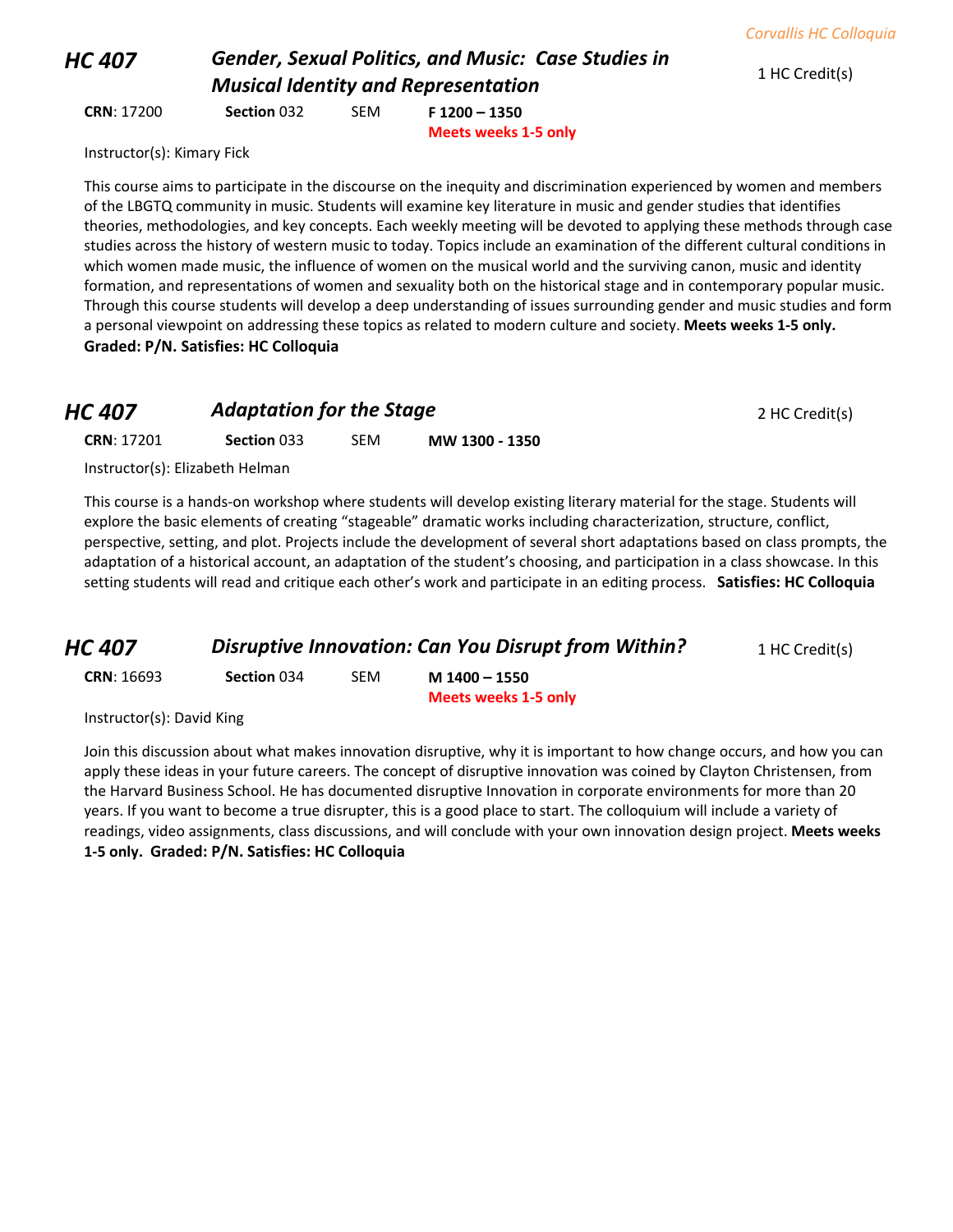## HC 407 — *Gender, Sexual Politics, and Music: Case Studies in Musical Identity and Representation*

1 HC Credit(s)

**CRN**: 17200 **Section** 032 SEM **F 1200 – 1350**
**Meets weeks 1-5 only**

Instructor(s): Kimary Fick

This course aims to participate in the discourse on the inequity and discrimination experienced by women and members of the LBGTQ community in music. Students will examine key literature in music and gender studies that identifies theories, methodologies, and key concepts. Each weekly meeting will be devoted to applying these methods through case studies across the history of western music to today. Topics include an examination of the different cultural conditions in which women made music, the influence of women on the musical world and the surviving canon, music and identity formation, and representations of women and sexuality both on the historical stage and in contemporary popular music. Through this course students will develop a deep understanding of issues surrounding gender and music studies and form a personal viewpoint on addressing these topics as related to modern culture and society. **Meets weeks 1-5 only. Graded: P/N. Satisfies: HC Colloquia**

## HC 407 — *Adaptation for the Stage*

2 HC Credit(s)

**CRN**: 17201 **Section** 033 SEM **MW 1300 - 1350**

Instructor(s): Elizabeth Helman

This course is a hands-on workshop where students will develop existing literary material for the stage. Students will explore the basic elements of creating "stageable" dramatic works including characterization, structure, conflict, perspective, setting, and plot. Projects include the development of several short adaptations based on class prompts, the adaptation of a historical account, an adaptation of the student's choosing, and participation in a class showcase. In this setting students will read and critique each other's work and participate in an editing process. **Satisfies: HC Colloquia**

## HC 407 — *Disruptive Innovation: Can You Disrupt from Within?*

1 HC Credit(s)

**CRN**: 16693 **Section** 034 SEM **M 1400 – 1550**
**Meets weeks 1-5 only**

Instructor(s): David King

Join this discussion about what makes innovation disruptive, why it is important to how change occurs, and how you can apply these ideas in your future careers. The concept of disruptive innovation was coined by Clayton Christensen, from the Harvard Business School. He has documented disruptive Innovation in corporate environments for more than 20 years. If you want to become a true disrupter, this is a good place to start. The colloquium will include a variety of readings, video assignments, class discussions, and will conclude with your own innovation design project. **Meets weeks 1-5 only. Graded: P/N. Satisfies: HC Colloquia**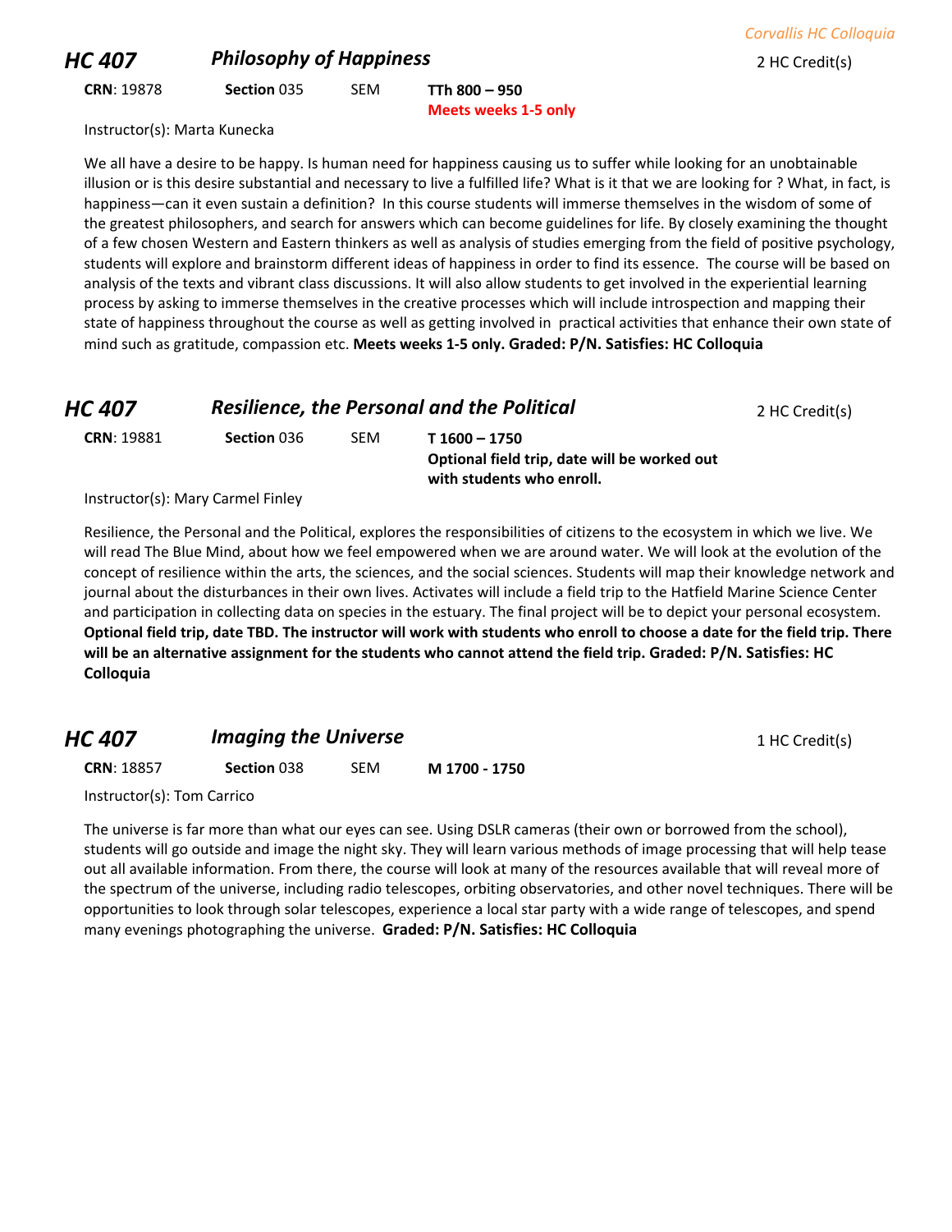## HC 407 *Philosophy of Happiness*

2 HC Credit(s)

**CRN**: 19878 **Section** 035 SEM **TTh 800 – 950**
**Meets weeks 1-5 only**

Instructor(s): Marta Kunecka

We all have a desire to be happy. Is human need for happiness causing us to suffer while looking for an unobtainable illusion or is this desire substantial and necessary to live a fulfilled life? What is it that we are looking for ? What, in fact, is happiness—can it even sustain a definition? In this course students will immerse themselves in the wisdom of some of the greatest philosophers, and search for answers which can become guidelines for life. By closely examining the thought of a few chosen Western and Eastern thinkers as well as analysis of studies emerging from the field of positive psychology, students will explore and brainstorm different ideas of happiness in order to find its essence. The course will be based on analysis of the texts and vibrant class discussions. It will also allow students to get involved in the experiential learning process by asking to immerse themselves in the creative processes which will include introspection and mapping their state of happiness throughout the course as well as getting involved in practical activities that enhance their own state of mind such as gratitude, compassion etc. **Meets weeks 1-5 only. Graded: P/N. Satisfies: HC Colloquia**

## HC 407 *Resilience, the Personal and the Political*

2 HC Credit(s)

**CRN**: 19881 **Section** 036 SEM **T 1600 – 1750**
**Optional field trip, date will be worked out with students who enroll.**

Instructor(s): Mary Carmel Finley

Resilience, the Personal and the Political, explores the responsibilities of citizens to the ecosystem in which we live. We will read The Blue Mind, about how we feel empowered when we are around water. We will look at the evolution of the concept of resilience within the arts, the sciences, and the social sciences. Students will map their knowledge network and journal about the disturbances in their own lives. Activates will include a field trip to the Hatfield Marine Science Center and participation in collecting data on species in the estuary. The final project will be to depict your personal ecosystem. **Optional field trip, date TBD. The instructor will work with students who enroll to choose a date for the field trip. There will be an alternative assignment for the students who cannot attend the field trip. Graded: P/N. Satisfies: HC Colloquia**

## HC 407 *Imaging the Universe*

1 HC Credit(s)

**CRN**: 18857 **Section** 038 SEM **M 1700 - 1750**

Instructor(s): Tom Carrico

The universe is far more than what our eyes can see. Using DSLR cameras (their own or borrowed from the school), students will go outside and image the night sky. They will learn various methods of image processing that will help tease out all available information. From there, the course will look at many of the resources available that will reveal more of the spectrum of the universe, including radio telescopes, orbiting observatories, and other novel techniques. There will be opportunities to look through solar telescopes, experience a local star party with a wide range of telescopes, and spend many evenings photographing the universe. **Graded: P/N. Satisfies: HC Colloquia**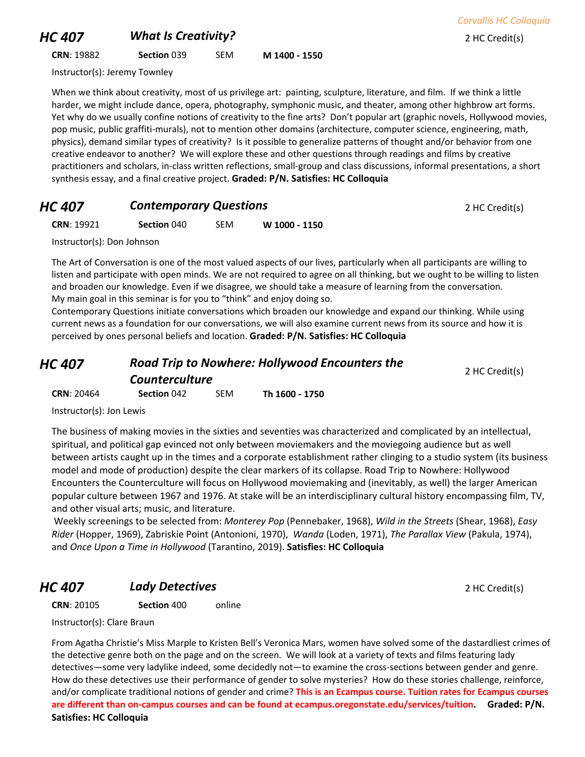## HC 407 — *What Is Creativity?*

2 HC Credit(s)

**CRN**: 19882 **Section** 039 SEM **M 1400 - 1550**

Instructor(s): Jeremy Townley

When we think about creativity, most of us privilege art: painting, sculpture, literature, and film. If we think a little harder, we might include dance, opera, photography, symphonic music, and theater, among other highbrow art forms. Yet why do we usually confine notions of creativity to the fine arts? Don't popular art (graphic novels, Hollywood movies, pop music, public graffiti-murals), not to mention other domains (architecture, computer science, engineering, math, physics), demand similar types of creativity? Is it possible to generalize patterns of thought and/or behavior from one creative endeavor to another? We will explore these and other questions through readings and films by creative practitioners and scholars, in-class written reflections, small-group and class discussions, informal presentations, a short synthesis essay, and a final creative project. **Graded: P/N. Satisfies: HC Colloquia**

## HC 407 — *Contemporary Questions*

2 HC Credit(s)

**CRN**: 19921 **Section** 040 SEM **W 1000 - 1150**

Instructor(s): Don Johnson

The Art of Conversation is one of the most valued aspects of our lives, particularly when all participants are willing to listen and participate with open minds. We are not required to agree on all thinking, but we ought to be willing to listen and broaden our knowledge. Even if we disagree, we should take a measure of learning from the conversation.
My main goal in this seminar is for you to "think" and enjoy doing so.
Contemporary Questions initiate conversations which broaden our knowledge and expand our thinking. While using current news as a foundation for our conversations, we will also examine current news from its source and how it is perceived by ones personal beliefs and location. **Graded: P/N. Satisfies: HC Colloquia**

## HC 407 — *Road Trip to Nowhere: Hollywood Encounters the Counterculture*

2 HC Credit(s)

**CRN**: 20464 **Section** 042 SEM **Th 1600 - 1750**

Instructor(s): Jon Lewis

The business of making movies in the sixties and seventies was characterized and complicated by an intellectual, spiritual, and political gap evinced not only between moviemakers and the moviegoing audience but as well between artists caught up in the times and a corporate establishment rather clinging to a studio system (its business model and mode of production) despite the clear markers of its collapse. Road Trip to Nowhere: Hollywood Encounters the Counterculture will focus on Hollywood moviemaking and (inevitably, as well) the larger American popular culture between 1967 and 1976. At stake will be an interdisciplinary cultural history encompassing film, TV, and other visual arts; music, and literature.
Weekly screenings to be selected from: *Monterey Pop* (Pennebaker, 1968), *Wild in the Streets* (Shear, 1968), *Easy Rider* (Hopper, 1969), Zabriskie Point (Antonioni, 1970), *Wanda* (Loden, 1971), *The Parallax View* (Pakula, 1974), and *Once Upon a Time in Hollywood* (Tarantino, 2019). **Satisfies: HC Colloquia**

## HC 407 — *Lady Detectives*

2 HC Credit(s)

**CRN**: 20105 **Section** 400 online

Instructor(s): Clare Braun

From Agatha Christie's Miss Marple to Kristen Bell's Veronica Mars, women have solved some of the dastardliest crimes of the detective genre both on the page and on the screen. We will look at a variety of texts and films featuring lady detectives—some very ladylike indeed, some decidedly not—to examine the cross-sections between gender and genre. How do these detectives use their performance of gender to solve mysteries? How do these stories challenge, reinforce, and/or complicate traditional notions of gender and crime? **This is an Ecampus course. Tuition rates for Ecampus courses are different than on-campus courses and can be found at ecampus.oregonstate.edu/services/tuition.** **Graded: P/N. Satisfies: HC Colloquia**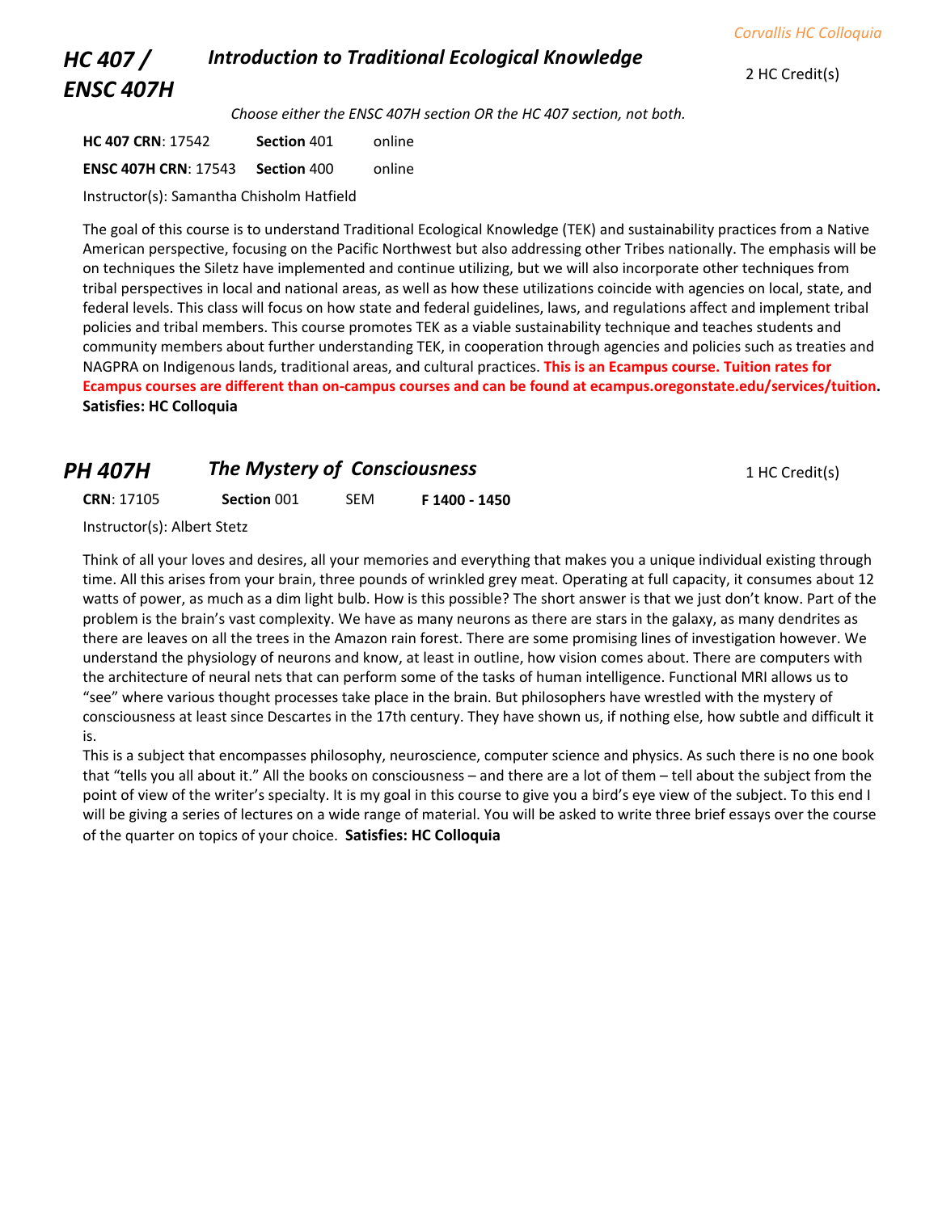## HC 407 / ENSC 407H — *Introduction to Traditional Ecological Knowledge*

2 HC Credit(s)

*Choose either the ENSC 407H section OR the HC 407 section, not both.*

| | | |
|---|---|---|
| **HC 407 CRN**: 17542 | **Section** 401 | online |
| **ENSC 407H CRN**: 17543 | **Section** 400 | online |

Instructor(s): Samantha Chisholm Hatfield

The goal of this course is to understand Traditional Ecological Knowledge (TEK) and sustainability practices from a Native American perspective, focusing on the Pacific Northwest but also addressing other Tribes nationally. The emphasis will be on techniques the Siletz have implemented and continue utilizing, but we will also incorporate other techniques from tribal perspectives in local and national areas, as well as how these utilizations coincide with agencies on local, state, and federal levels. This class will focus on how state and federal guidelines, laws, and regulations affect and implement tribal policies and tribal members. This course promotes TEK as a viable sustainability technique and teaches students and community members about further understanding TEK, in cooperation through agencies and policies such as treaties and NAGPRA on Indigenous lands, traditional areas, and cultural practices. **This is an Ecampus course. Tuition rates for Ecampus courses are different than on-campus courses and can be found at ecampus.oregonstate.edu/services/tuition.**
**Satisfies: HC Colloquia**

## PH 407H — *The Mystery of Consciousness*

1 HC Credit(s)

| | | | |
|---|---|---|---|
| **CRN**: 17105 | **Section** 001 | SEM | **F 1400 - 1450** |

Instructor(s): Albert Stetz

Think of all your loves and desires, all your memories and everything that makes you a unique individual existing through time. All this arises from your brain, three pounds of wrinkled grey meat. Operating at full capacity, it consumes about 12 watts of power, as much as a dim light bulb. How is this possible? The short answer is that we just don't know. Part of the problem is the brain's vast complexity. We have as many neurons as there are stars in the galaxy, as many dendrites as there are leaves on all the trees in the Amazon rain forest. There are some promising lines of investigation however. We understand the physiology of neurons and know, at least in outline, how vision comes about. There are computers with the architecture of neural nets that can perform some of the tasks of human intelligence. Functional MRI allows us to "see" where various thought processes take place in the brain. But philosophers have wrestled with the mystery of consciousness at least since Descartes in the 17th century. They have shown us, if nothing else, how subtle and difficult it is.

This is a subject that encompasses philosophy, neuroscience, computer science and physics. As such there is no one book that "tells you all about it." All the books on consciousness – and there are a lot of them – tell about the subject from the point of view of the writer's specialty. It is my goal in this course to give you a bird's eye view of the subject. To this end I will be giving a series of lectures on a wide range of material. You will be asked to write three brief essays over the course of the quarter on topics of your choice. **Satisfies: HC Colloquia**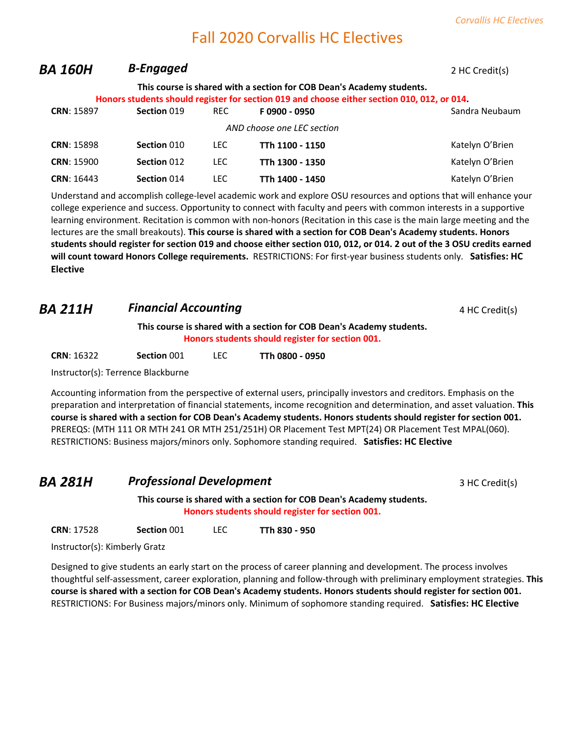# Fall 2020 Corvallis HC Electives

## BA 160H *B-Engaged* — 2 HC Credit(s)

**This course is shared with a section for COB Dean's Academy students.**

**Honors students should register for section 019 and choose either section 010, 012, or 014.**

| CRN | Section | Type | Time | Instructor |
|---|---|---|---|---|
| **CRN**: 15897 | **Section** 019 | REC | **F 0900 - 0950** | Sandra Neubaum |
| | | | *AND choose one LEC section* | |
| **CRN**: 15898 | **Section** 010 | LEC | **TTh 1100 - 1150** | Katelyn O'Brien |
| **CRN**: 15900 | **Section** 012 | LEC | **TTh 1300 - 1350** | Katelyn O'Brien |
| **CRN**: 16443 | **Section** 014 | LEC | **TTh 1400 - 1450** | Katelyn O'Brien |

Understand and accomplish college-level academic work and explore OSU resources and options that will enhance your college experience and success. Opportunity to connect with faculty and peers with common interests in a supportive learning environment. Recitation is common with non-honors (Recitation in this case is the main large meeting and the lectures are the small breakouts). **This course is shared with a section for COB Dean's Academy students. Honors students should register for section 019 and choose either section 010, 012, or 014. 2 out of the 3 OSU credits earned will count toward Honors College requirements.** RESTRICTIONS: For first-year business students only. **Satisfies: HC Elective**

## BA 211H *Financial Accounting* — 4 HC Credit(s)

**This course is shared with a section for COB Dean's Academy students.**

**Honors students should register for section 001.**

| CRN | Section | Type | Time |
|---|---|---|---|
| **CRN**: 16322 | **Section** 001 | LEC | **TTh 0800 - 0950** |

Instructor(s): Terrence Blackburne

Accounting information from the perspective of external users, principally investors and creditors. Emphasis on the preparation and interpretation of financial statements, income recognition and determination, and asset valuation. **This course is shared with a section for COB Dean's Academy students. Honors students should register for section 001.** PREREQS: (MTH 111 OR MTH 241 OR MTH 251/251H) OR Placement Test MPT(24) OR Placement Test MPAL(060). RESTRICTIONS: Business majors/minors only. Sophomore standing required. **Satisfies: HC Elective**

## BA 281H *Professional Development* — 3 HC Credit(s)

**This course is shared with a section for COB Dean's Academy students.**

**Honors students should register for section 001.**

| CRN | Section | Type | Time |
|---|---|---|---|
| **CRN**: 17528 | **Section** 001 | LEC | **TTh 830 - 950** |

Instructor(s): Kimberly Gratz

Designed to give students an early start on the process of career planning and development. The process involves thoughtful self-assessment, career exploration, planning and follow-through with preliminary employment strategies. **This course is shared with a section for COB Dean's Academy students. Honors students should register for section 001.** RESTRICTIONS: For Business majors/minors only. Minimum of sophomore standing required. **Satisfies: HC Elective**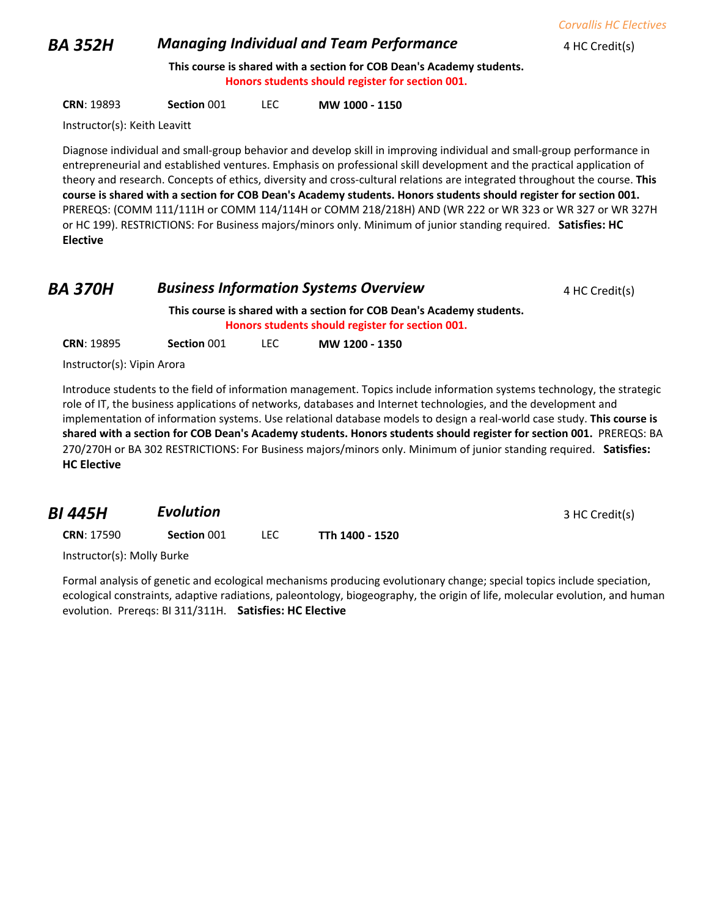## BA 352H — *Managing Individual and Team Performance*

4 HC Credit(s)

**This course is shared with a section for COB Dean's Academy students.**
**Honors students should register for section 001.**

**CRN**: 19893 | **Section** 001 | LEC | **MW 1000 - 1150**

Instructor(s): Keith Leavitt

Diagnose individual and small-group behavior and develop skill in improving individual and small-group performance in entrepreneurial and established ventures. Emphasis on professional skill development and the practical application of theory and research. Concepts of ethics, diversity and cross-cultural relations are integrated throughout the course. **This course is shared with a section for COB Dean's Academy students. Honors students should register for section 001.** PREREQS: (COMM 111/111H or COMM 114/114H or COMM 218/218H) AND (WR 222 or WR 323 or WR 327 or WR 327H or HC 199). RESTRICTIONS: For Business majors/minors only. Minimum of junior standing required. **Satisfies: HC Elective**

## BA 370H — *Business Information Systems Overview*

4 HC Credit(s)

**This course is shared with a section for COB Dean's Academy students.**
**Honors students should register for section 001.**

**CRN**: 19895 | **Section** 001 | LEC | **MW 1200 - 1350**

Instructor(s): Vipin Arora

Introduce students to the field of information management. Topics include information systems technology, the strategic role of IT, the business applications of networks, databases and Internet technologies, and the development and implementation of information systems. Use relational database models to design a real-world case study. **This course is shared with a section for COB Dean's Academy students. Honors students should register for section 001.** PREREQS: BA 270/270H or BA 302 RESTRICTIONS: For Business majors/minors only. Minimum of junior standing required. **Satisfies: HC Elective**

## BI 445H — *Evolution*

3 HC Credit(s)

**CRN**: 17590 | **Section** 001 | LEC | **TTh 1400 - 1520**

Instructor(s): Molly Burke

Formal analysis of genetic and ecological mechanisms producing evolutionary change; special topics include speciation, ecological constraints, adaptive radiations, paleontology, biogeography, the origin of life, molecular evolution, and human evolution. Prereqs: BI 311/311H. **Satisfies: HC Elective**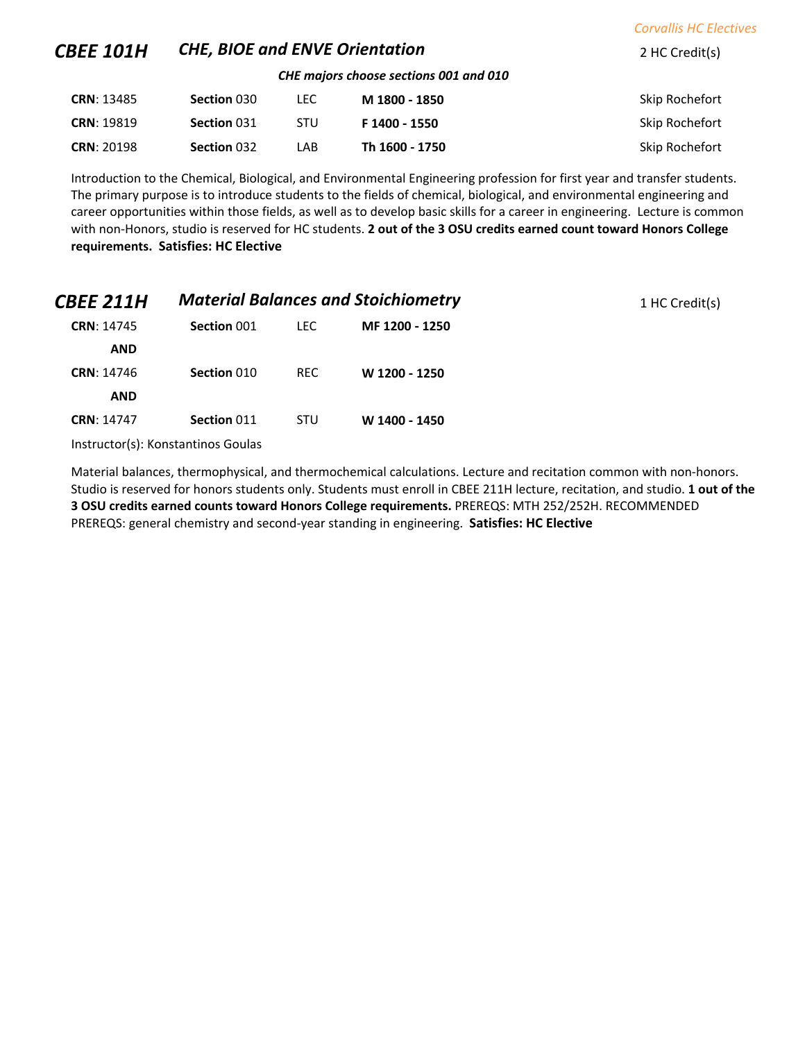*Corvallis HC Electives*

## CBEE 101H — CHE, BIOE and ENVE Orientation

2 HC Credit(s)

***CHE majors choose sections 001 and 010***

| CRN | Section | Type | Time | Instructor |
|---|---|---|---|---|
| **CRN**: 13485 | **Section** 030 | LEC | **M 1800 - 1850** | Skip Rochefort |
| **CRN**: 19819 | **Section** 031 | STU | **F 1400 - 1550** | Skip Rochefort |
| **CRN**: 20198 | **Section** 032 | LAB | **Th 1600 - 1750** | Skip Rochefort |

Introduction to the Chemical, Biological, and Environmental Engineering profession for first year and transfer students. The primary purpose is to introduce students to the fields of chemical, biological, and environmental engineering and career opportunities within those fields, as well as to develop basic skills for a career in engineering. Lecture is common with non-Honors, studio is reserved for HC students. **2 out of the 3 OSU credits earned count toward Honors College requirements. Satisfies: HC Elective**

## CBEE 211H — Material Balances and Stoichiometry

1 HC Credit(s)

| CRN | Section | Type | Time |
|---|---|---|---|
| **CRN**: 14745 | **Section** 001 | LEC | **MF 1200 - 1250** |
| **AND** | | | |
| **CRN**: 14746 | **Section** 010 | REC | **W 1200 - 1250** |
| **AND** | | | |
| **CRN**: 14747 | **Section** 011 | STU | **W 1400 - 1450** |

Instructor(s): Konstantinos Goulas

Material balances, thermophysical, and thermochemical calculations. Lecture and recitation common with non-honors. Studio is reserved for honors students only. Students must enroll in CBEE 211H lecture, recitation, and studio. **1 out of the 3 OSU credits earned counts toward Honors College requirements.** PREREQS: MTH 252/252H. RECOMMENDED PREREQS: general chemistry and second-year standing in engineering. **Satisfies: HC Elective**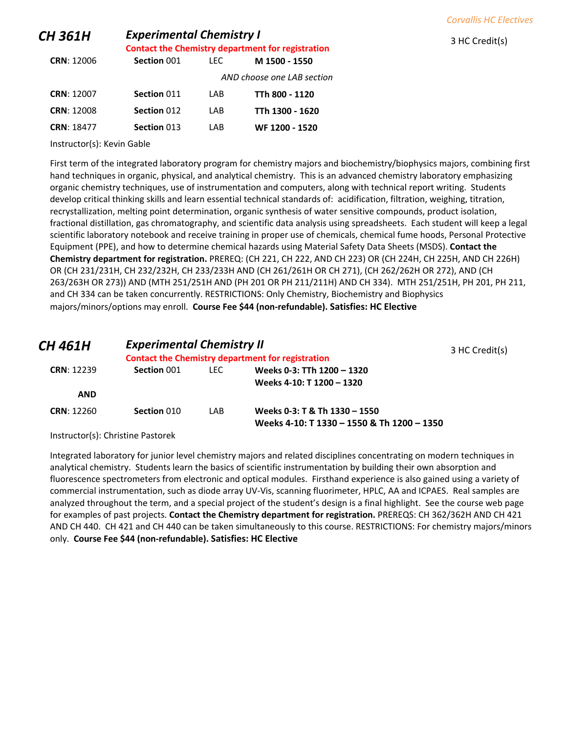## CH 361H — *Experimental Chemistry I*

**Contact the Chemistry department for registration**

3 HC Credit(s)

| CRN | Section | Type | Time |
|---|---|---|---|
| **CRN**: 12006 | **Section** 001 | LEC | **M 1500 - 1550** |
| | | | *AND choose one LAB section* |
| **CRN**: 12007 | **Section** 011 | LAB | **TTh 800 - 1120** |
| **CRN**: 12008 | **Section** 012 | LAB | **TTh 1300 - 1620** |
| **CRN**: 18477 | **Section** 013 | LAB | **WF 1200 - 1520** |

Instructor(s): Kevin Gable

First term of the integrated laboratory program for chemistry majors and biochemistry/biophysics majors, combining first hand techniques in organic, physical, and analytical chemistry. This is an advanced chemistry laboratory emphasizing organic chemistry techniques, use of instrumentation and computers, along with technical report writing. Students develop critical thinking skills and learn essential technical standards of: acidification, filtration, weighing, titration, recrystallization, melting point determination, organic synthesis of water sensitive compounds, product isolation, fractional distillation, gas chromatography, and scientific data analysis using spreadsheets. Each student will keep a legal scientific laboratory notebook and receive training in proper use of chemicals, chemical fume hoods, Personal Protective Equipment (PPE), and how to determine chemical hazards using Material Safety Data Sheets (MSDS). **Contact the Chemistry department for registration.** PREREQ: (CH 221, CH 222, AND CH 223) OR (CH 224H, CH 225H, AND CH 226H) OR (CH 231/231H, CH 232/232H, CH 233/233H AND (CH 261/261H OR CH 271), (CH 262/262H OR 272), AND (CH 263/263H OR 273)) AND (MTH 251/251H AND (PH 201 OR PH 211/211H) AND CH 334). MTH 251/251H, PH 201, PH 211, and CH 334 can be taken concurrently. RESTRICTIONS: Only Chemistry, Biochemistry and Biophysics majors/minors/options may enroll. **Course Fee $44 (non-refundable). Satisfies: HC Elective**

## CH 461H — *Experimental Chemistry II*

**Contact the Chemistry department for registration**

3 HC Credit(s)

| CRN | Section | Type | Time |
|---|---|---|---|
| **CRN**: 12239 | **Section** 001 | LEC | **Weeks 0-3: TTh 1200 – 1320**<br>**Weeks 4-10: T 1200 – 1320** |
| **AND** | | | |
| **CRN**: 12260 | **Section** 010 | LAB | **Weeks 0-3: T & Th 1330 – 1550**<br>**Weeks 4-10: T 1330 – 1550 & Th 1200 – 1350** |

Instructor(s): Christine Pastorek

Integrated laboratory for junior level chemistry majors and related disciplines concentrating on modern techniques in analytical chemistry. Students learn the basics of scientific instrumentation by building their own absorption and fluorescence spectrometers from electronic and optical modules. Firsthand experience is also gained using a variety of commercial instrumentation, such as diode array UV-Vis, scanning fluorimeter, HPLC, AA and ICPAES. Real samples are analyzed throughout the term, and a special project of the student's design is a final highlight. See the course web page for examples of past projects. **Contact the Chemistry department for registration.** PREREQS: CH 362/362H AND CH 421 AND CH 440. CH 421 and CH 440 can be taken simultaneously to this course. RESTRICTIONS: For chemistry majors/minors only. **Course Fee $44 (non-refundable). Satisfies: HC Elective**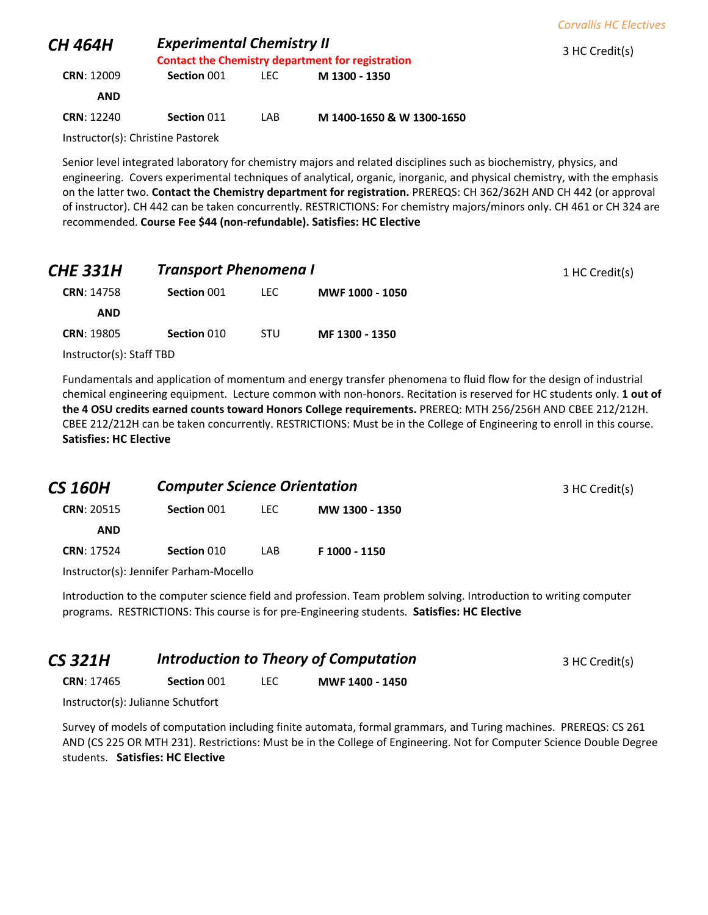## CH 464H — *Experimental Chemistry II*

3 HC Credit(s)

**Contact the Chemistry department for registration**

| CRN | Section | Type | Time |
|---|---|---|---|
| **CRN**: 12009 | **Section** 001 | LEC | **M 1300 - 1350** |
| **AND** | | | |
| **CRN**: 12240 | **Section** 011 | LAB | **M 1400-1650 & W 1300-1650** |

Instructor(s): Christine Pastorek

Senior level integrated laboratory for chemistry majors and related disciplines such as biochemistry, physics, and engineering. Covers experimental techniques of analytical, organic, inorganic, and physical chemistry, with the emphasis on the latter two. **Contact the Chemistry department for registration.** PREREQS: CH 362/362H AND CH 442 (or approval of instructor). CH 442 can be taken concurrently. RESTRICTIONS: For chemistry majors/minors only. CH 461 or CH 324 are recommended. **Course Fee $44 (non-refundable). Satisfies: HC Elective**

## CHE 331H — *Transport Phenomena I*

1 HC Credit(s)

| CRN | Section | Type | Time |
|---|---|---|---|
| **CRN**: 14758 | **Section** 001 | LEC | **MWF 1000 - 1050** |
| **AND** | | | |
| **CRN**: 19805 | **Section** 010 | STU | **MF 1300 - 1350** |

Instructor(s): Staff TBD

Fundamentals and application of momentum and energy transfer phenomena to fluid flow for the design of industrial chemical engineering equipment. Lecture common with non-honors. Recitation is reserved for HC students only. **1 out of the 4 OSU credits earned counts toward Honors College requirements.** PREREQ: MTH 256/256H AND CBEE 212/212H. CBEE 212/212H can be taken concurrently. RESTRICTIONS: Must be in the College of Engineering to enroll in this course. **Satisfies: HC Elective**

## CS 160H — *Computer Science Orientation*

3 HC Credit(s)

| CRN | Section | Type | Time |
|---|---|---|---|
| **CRN**: 20515 | **Section** 001 | LEC | **MW 1300 - 1350** |
| **AND** | | | |
| **CRN**: 17524 | **Section** 010 | LAB | **F 1000 - 1150** |

Instructor(s): Jennifer Parham-Mocello

Introduction to the computer science field and profession. Team problem solving. Introduction to writing computer programs. RESTRICTIONS: This course is for pre-Engineering students. **Satisfies: HC Elective**

## CS 321H — *Introduction to Theory of Computation*

3 HC Credit(s)

| CRN | Section | Type | Time |
|---|---|---|---|
| **CRN**: 17465 | **Section** 001 | LEC | **MWF 1400 - 1450** |

Instructor(s): Julianne Schutfort

Survey of models of computation including finite automata, formal grammars, and Turing machines. PREREQS: CS 261 AND (CS 225 OR MTH 231). Restrictions: Must be in the College of Engineering. Not for Computer Science Double Degree students. **Satisfies: HC Elective**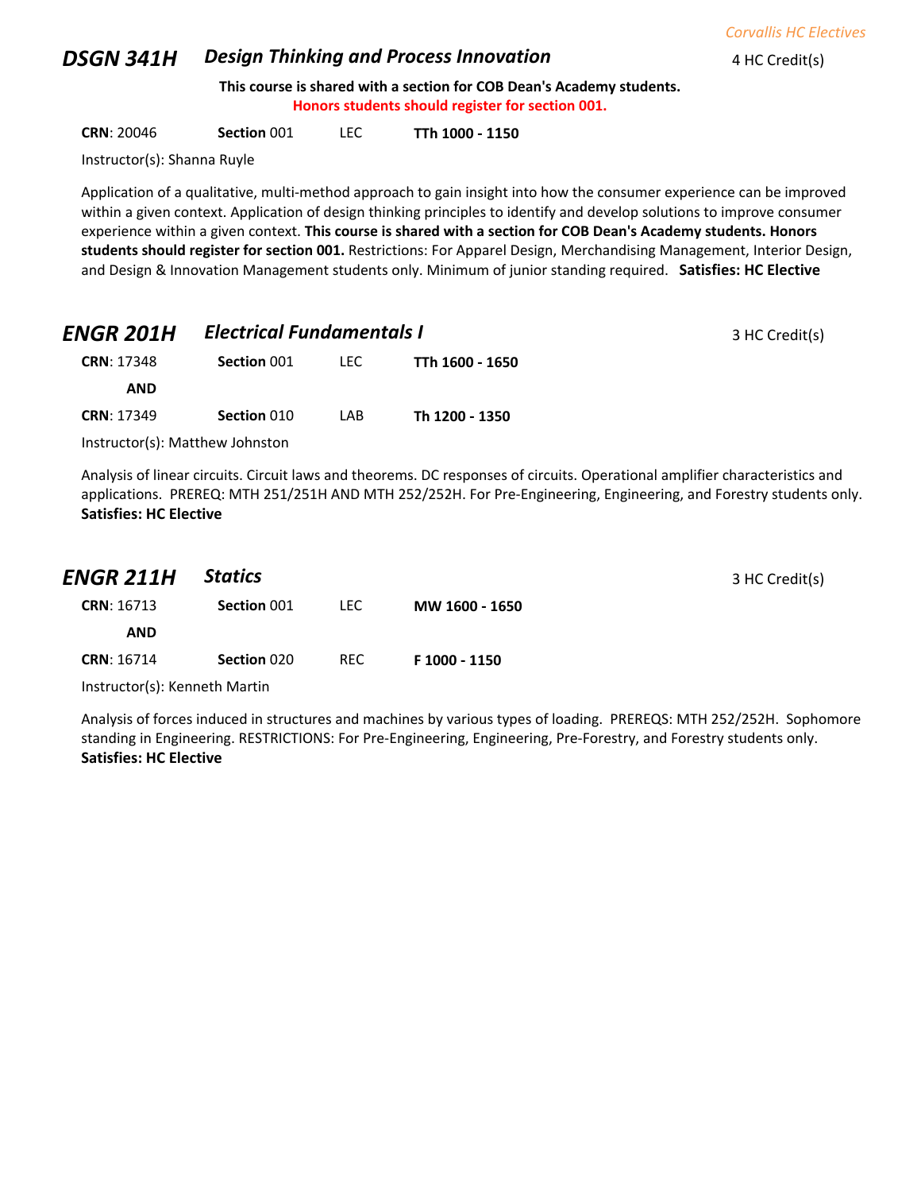*Corvallis HC Electives*

## DSGN 341H *Design Thinking and Process Innovation*

4 HC Credit(s)

**This course is shared with a section for COB Dean's Academy students.**
**Honors students should register for section 001.**

**CRN**: 20046 **Section** 001 LEC **TTh 1000 - 1150**

Instructor(s): Shanna Ruyle

Application of a qualitative, multi-method approach to gain insight into how the consumer experience can be improved within a given context. Application of design thinking principles to identify and develop solutions to improve consumer experience within a given context. **This course is shared with a section for COB Dean's Academy students. Honors students should register for section 001.** Restrictions: For Apparel Design, Merchandising Management, Interior Design, and Design & Innovation Management students only. Minimum of junior standing required. **Satisfies: HC Elective**

## ENGR 201H *Electrical Fundamentals I*

3 HC Credit(s)

**CRN**: 17348 **Section** 001 LEC **TTh 1600 - 1650**

**AND**

**CRN**: 17349 **Section** 010 LAB **Th 1200 - 1350**

Instructor(s): Matthew Johnston

Analysis of linear circuits. Circuit laws and theorems. DC responses of circuits. Operational amplifier characteristics and applications. PREREQ: MTH 251/251H AND MTH 252/252H. For Pre-Engineering, Engineering, and Forestry students only.
**Satisfies: HC Elective**

## ENGR 211H *Statics*

3 HC Credit(s)

**CRN**: 16713 **Section** 001 LEC **MW 1600 - 1650**

**AND**

**CRN**: 16714 **Section** 020 REC **F 1000 - 1150**

Instructor(s): Kenneth Martin

Analysis of forces induced in structures and machines by various types of loading. PREREQS: MTH 252/252H. Sophomore standing in Engineering. RESTRICTIONS: For Pre-Engineering, Engineering, Pre-Forestry, and Forestry students only.
**Satisfies: HC Elective**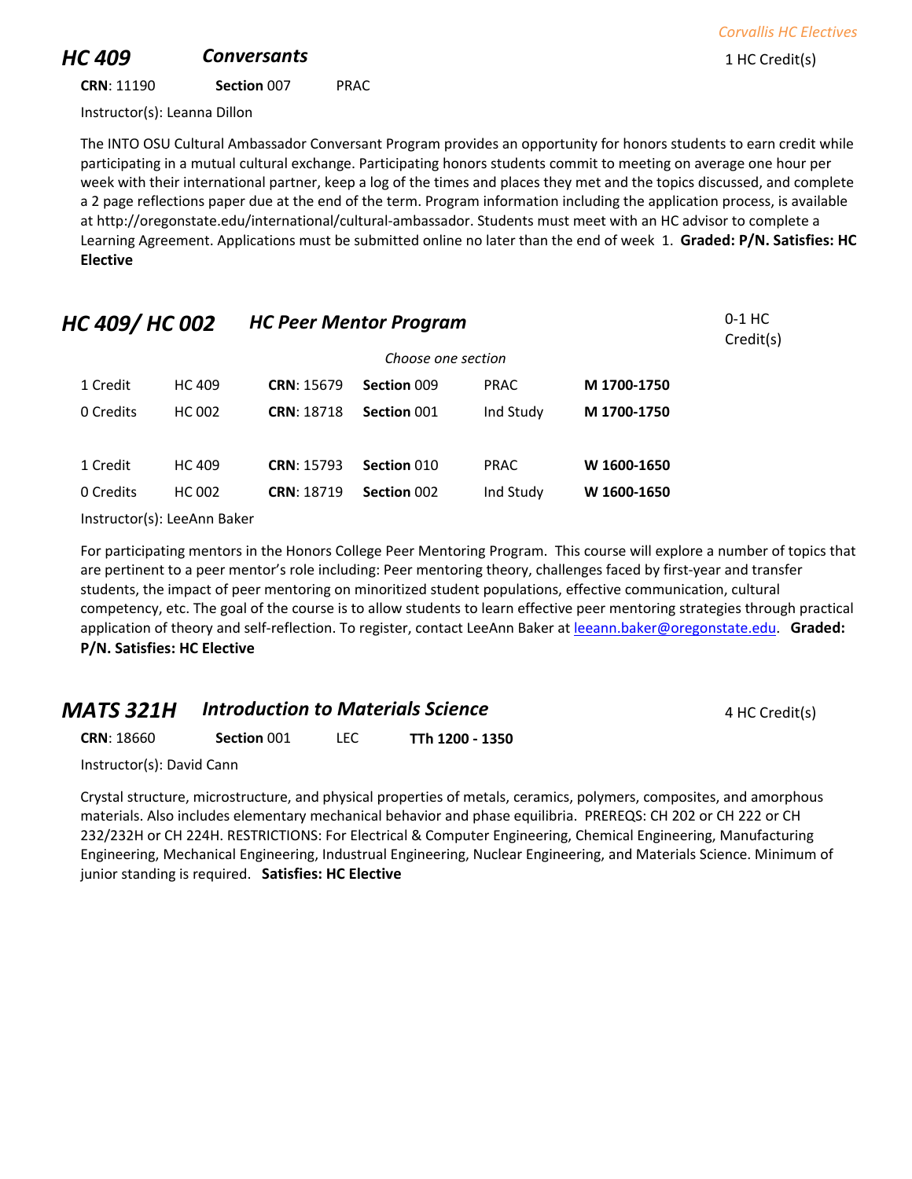## HC 409 *Conversants* 1 HC Credit(s)

**CRN**: 11190 **Section** 007 PRAC

Instructor(s): Leanna Dillon

The INTO OSU Cultural Ambassador Conversant Program provides an opportunity for honors students to earn credit while participating in a mutual cultural exchange. Participating honors students commit to meeting on average one hour per week with their international partner, keep a log of the times and places they met and the topics discussed, and complete a 2 page reflections paper due at the end of the term. Program information including the application process, is available at http://oregonstate.edu/international/cultural-ambassador. Students must meet with an HC advisor to complete a Learning Agreement. Applications must be submitted online no later than the end of week 1. **Graded: P/N. Satisfies: HC Elective**

## HC 409/ HC 002 *HC Peer Mentor Program* 0-1 HC Credit(s)

*Choose one section*

| Credits | Course | CRN | Section | Type | Time |
|---|---|---|---|---|---|
| 1 Credit | HC 409 | **CRN**: 15679 | **Section** 009 | PRAC | **M 1700-1750** |
| 0 Credits | HC 002 | **CRN**: 18718 | **Section** 001 | Ind Study | **M 1700-1750** |
| 1 Credit | HC 409 | **CRN**: 15793 | **Section** 010 | PRAC | **W 1600-1650** |
| 0 Credits | HC 002 | **CRN**: 18719 | **Section** 002 | Ind Study | **W 1600-1650** |

Instructor(s): LeeAnn Baker

For participating mentors in the Honors College Peer Mentoring Program. This course will explore a number of topics that are pertinent to a peer mentor's role including: Peer mentoring theory, challenges faced by first-year and transfer students, the impact of peer mentoring on minoritized student populations, effective communication, cultural competency, etc. The goal of the course is to allow students to learn effective peer mentoring strategies through practical application of theory and self-reflection. To register, contact LeeAnn Baker at leeann.baker@oregonstate.edu. **Graded: P/N. Satisfies: HC Elective**

## MATS 321H *Introduction to Materials Science* 4 HC Credit(s)

**CRN**: 18660 **Section** 001 LEC **TTh 1200 - 1350**

Instructor(s): David Cann

Crystal structure, microstructure, and physical properties of metals, ceramics, polymers, composites, and amorphous materials. Also includes elementary mechanical behavior and phase equilibria. PREREQS: CH 202 or CH 222 or CH 232/232H or CH 224H. RESTRICTIONS: For Electrical & Computer Engineering, Chemical Engineering, Manufacturing Engineering, Mechanical Engineering, Industrual Engineering, Nuclear Engineering, and Materials Science. Minimum of junior standing is required. **Satisfies: HC Elective**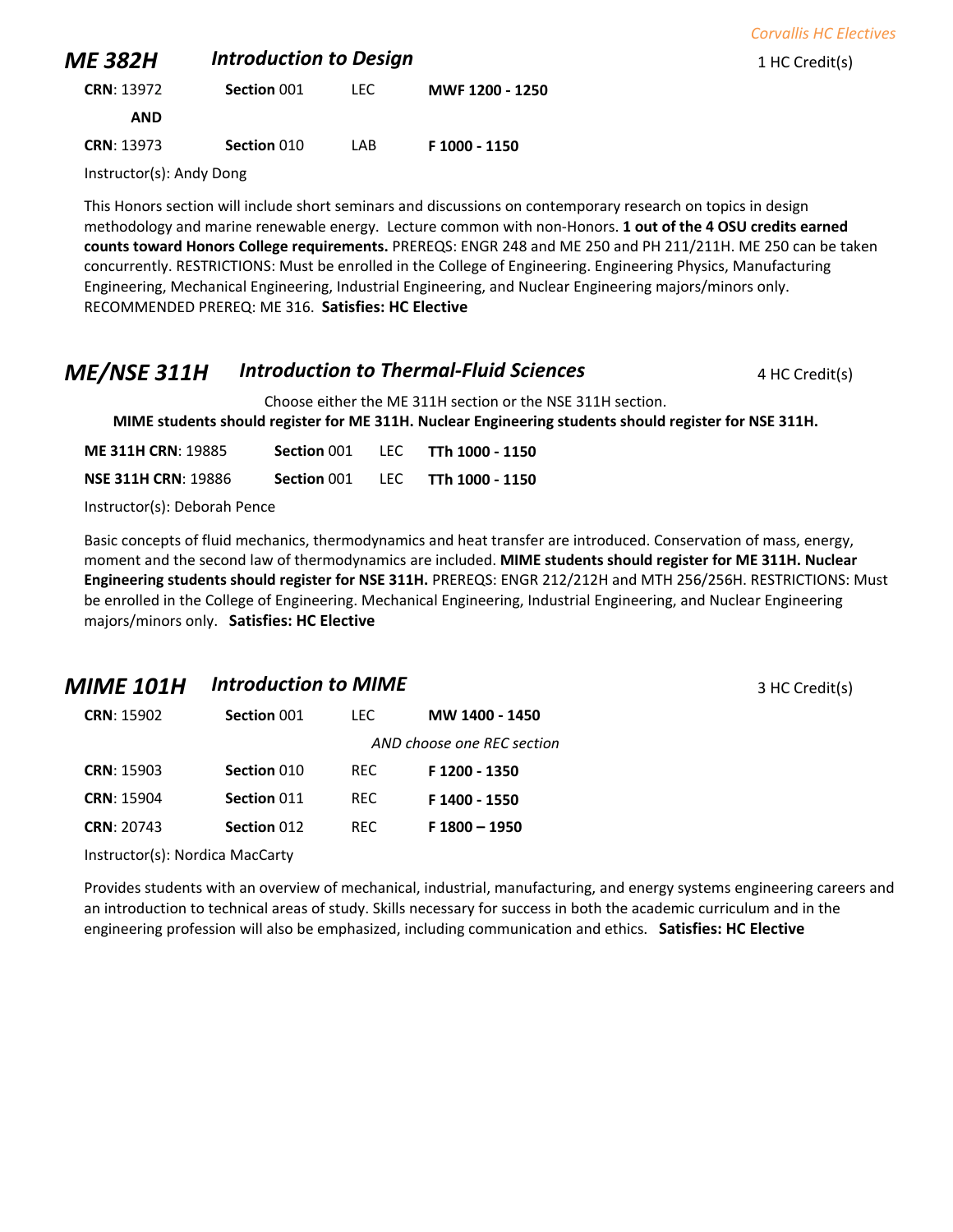## ME 382H — *Introduction to Design*

1 HC Credit(s)

| | | | |
|---|---|---|---|
| **CRN**: 13972 | **Section** 001 | LEC | **MWF 1200 - 1250** |
| **AND** | | | |
| **CRN**: 13973 | **Section** 010 | LAB | **F 1000 - 1150** |

Instructor(s): Andy Dong

This Honors section will include short seminars and discussions on contemporary research on topics in design methodology and marine renewable energy. Lecture common with non-Honors. **1 out of the 4 OSU credits earned counts toward Honors College requirements.** PREREQS: ENGR 248 and ME 250 and PH 211/211H. ME 250 can be taken concurrently. RESTRICTIONS: Must be enrolled in the College of Engineering. Engineering Physics, Manufacturing Engineering, Mechanical Engineering, Industrial Engineering, and Nuclear Engineering majors/minors only. RECOMMENDED PREREQ: ME 316. **Satisfies: HC Elective**

## ME/NSE 311H — *Introduction to Thermal-Fluid Sciences*

4 HC Credit(s)

Choose either the ME 311H section or the NSE 311H section.
**MIME students should register for ME 311H. Nuclear Engineering students should register for NSE 311H.**

| | | | |
|---|---|---|---|
| **ME 311H CRN**: 19885 | **Section** 001 | LEC | **TTh 1000 - 1150** |
| **NSE 311H CRN**: 19886 | **Section** 001 | LEC | **TTh 1000 - 1150** |

Instructor(s): Deborah Pence

Basic concepts of fluid mechanics, thermodynamics and heat transfer are introduced. Conservation of mass, energy, moment and the second law of thermodynamics are included. **MIME students should register for ME 311H. Nuclear Engineering students should register for NSE 311H.** PREREQS: ENGR 212/212H and MTH 256/256H. RESTRICTIONS: Must be enrolled in the College of Engineering. Mechanical Engineering, Industrial Engineering, and Nuclear Engineering majors/minors only. **Satisfies: HC Elective**

## MIME 101H — *Introduction to MIME*

3 HC Credit(s)

| | | | |
|---|---|---|---|
| **CRN**: 15902 | **Section** 001 | LEC | **MW 1400 - 1450** |
| | | *AND choose one REC section* | |
| **CRN**: 15903 | **Section** 010 | REC | **F 1200 - 1350** |
| **CRN**: 15904 | **Section** 011 | REC | **F 1400 - 1550** |
| **CRN**: 20743 | **Section** 012 | REC | **F 1800 – 1950** |

Instructor(s): Nordica MacCarty

Provides students with an overview of mechanical, industrial, manufacturing, and energy systems engineering careers and an introduction to technical areas of study. Skills necessary for success in both the academic curriculum and in the engineering profession will also be emphasized, including communication and ethics. **Satisfies: HC Elective**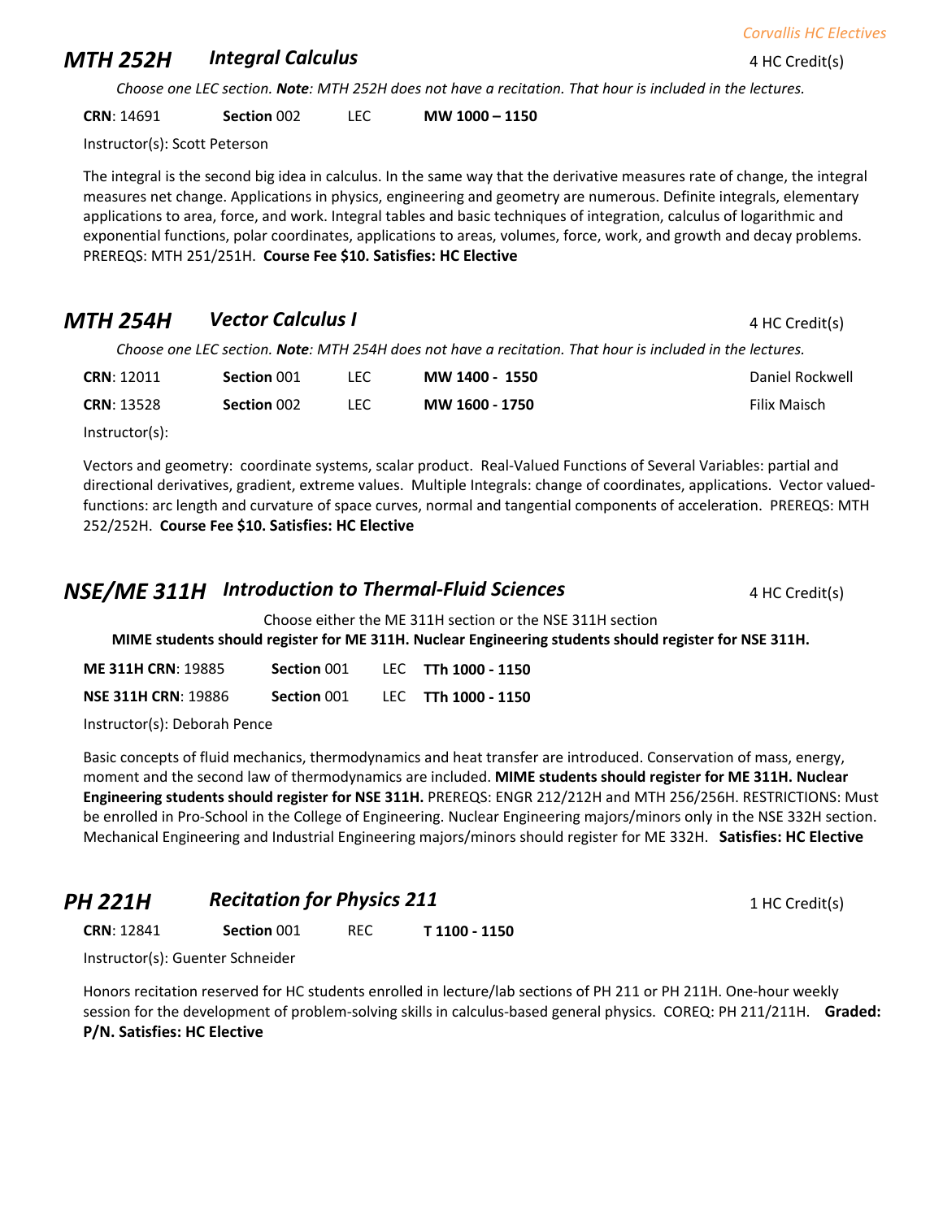## MTH 252H *Integral Calculus*

4 HC Credit(s)

*Choose one LEC section. **Note**: MTH 252H does not have a recitation. That hour is included in the lectures.*

| CRN | Section | Type | Time |
|---|---|---|---|
| **CRN**: 14691 | **Section** 002 | LEC | **MW 1000 – 1150** |

Instructor(s): Scott Peterson

The integral is the second big idea in calculus. In the same way that the derivative measures rate of change, the integral measures net change. Applications in physics, engineering and geometry are numerous. Definite integrals, elementary applications to area, force, and work. Integral tables and basic techniques of integration, calculus of logarithmic and exponential functions, polar coordinates, applications to areas, volumes, force, work, and growth and decay problems. PREREQS: MTH 251/251H. **Course Fee $10. Satisfies: HC Elective**

## MTH 254H *Vector Calculus I*

4 HC Credit(s)

*Choose one LEC section. **Note**: MTH 254H does not have a recitation. That hour is included in the lectures.*

| CRN | Section | Type | Time | Instructor |
|---|---|---|---|---|
| **CRN**: 12011 | **Section** 001 | LEC | **MW 1400 - 1550** | Daniel Rockwell |
| **CRN**: 13528 | **Section** 002 | LEC | **MW 1600 - 1750** | Filix Maisch |

Instructor(s):

Vectors and geometry: coordinate systems, scalar product. Real-Valued Functions of Several Variables: partial and directional derivatives, gradient, extreme values. Multiple Integrals: change of coordinates, applications. Vector valued-functions: arc length and curvature of space curves, normal and tangential components of acceleration. PREREQS: MTH 252/252H. **Course Fee $10. Satisfies: HC Elective**

## NSE/ME 311H *Introduction to Thermal-Fluid Sciences*

4 HC Credit(s)

Choose either the ME 311H section or the NSE 311H section

**MIME students should register for ME 311H. Nuclear Engineering students should register for NSE 311H.**

| CRN | Section | Type | Time |
|---|---|---|---|
| **ME 311H CRN**: 19885 | **Section** 001 | LEC | **TTh 1000 - 1150** |
| **NSE 311H CRN**: 19886 | **Section** 001 | LEC | **TTh 1000 - 1150** |

Instructor(s): Deborah Pence

Basic concepts of fluid mechanics, thermodynamics and heat transfer are introduced. Conservation of mass, energy, moment and the second law of thermodynamics are included. **MIME students should register for ME 311H. Nuclear Engineering students should register for NSE 311H.** PREREQS: ENGR 212/212H and MTH 256/256H. RESTRICTIONS: Must be enrolled in Pro-School in the College of Engineering. Nuclear Engineering majors/minors only in the NSE 332H section. Mechanical Engineering and Industrial Engineering majors/minors should register for ME 332H. **Satisfies: HC Elective**

## PH 221H *Recitation for Physics 211*

1 HC Credit(s)

| CRN | Section | Type | Time |
|---|---|---|---|
| **CRN**: 12841 | **Section** 001 | REC | **T 1100 - 1150** |

Instructor(s): Guenter Schneider

Honors recitation reserved for HC students enrolled in lecture/lab sections of PH 211 or PH 211H. One-hour weekly session for the development of problem-solving skills in calculus-based general physics. COREQ: PH 211/211H. **Graded: P/N. Satisfies: HC Elective**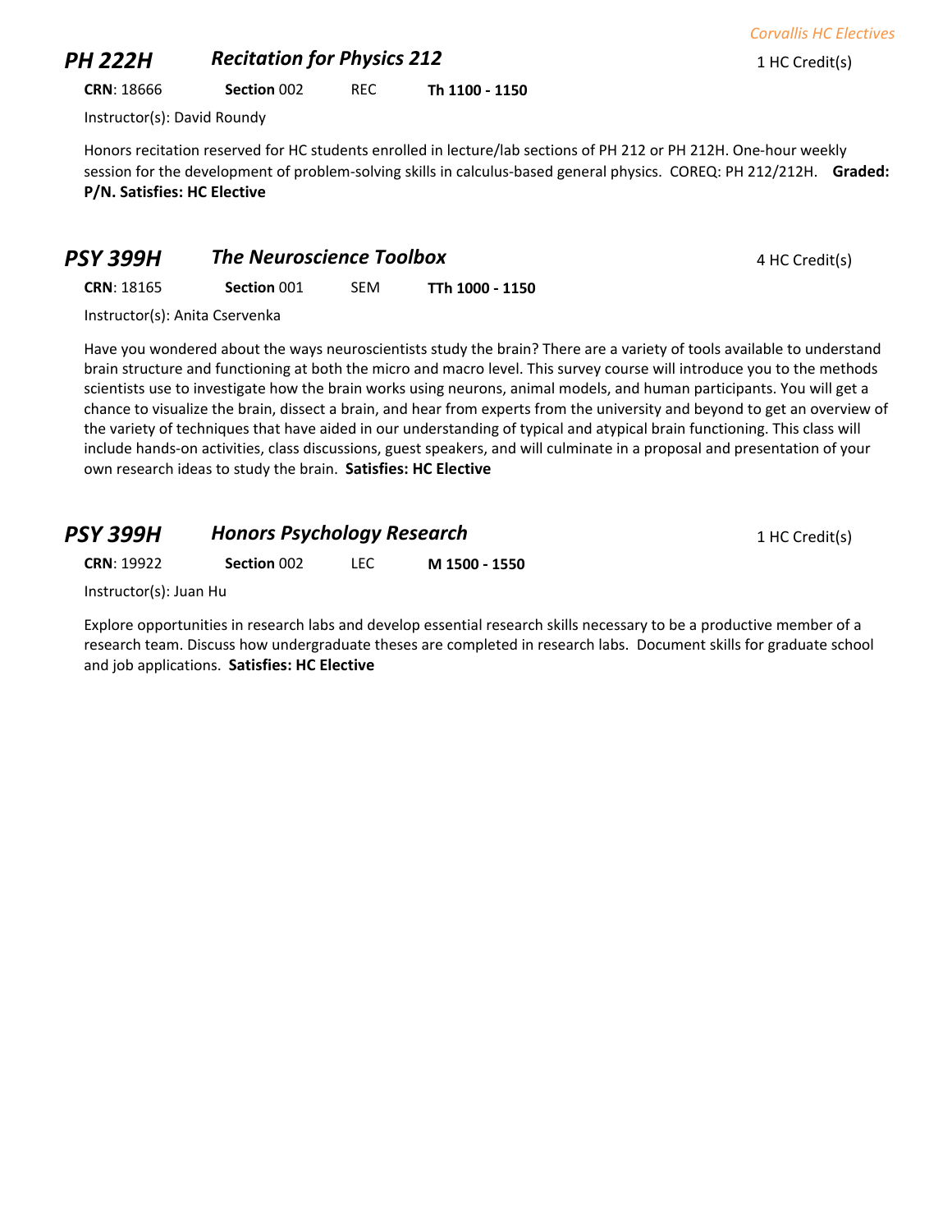## PH 222H *Recitation for Physics 212*

1 HC Credit(s)

**CRN**: 18666 **Section** 002 REC **Th 1100 - 1150**

Instructor(s): David Roundy

Honors recitation reserved for HC students enrolled in lecture/lab sections of PH 212 or PH 212H. One-hour weekly session for the development of problem-solving skills in calculus-based general physics. COREQ: PH 212/212H. **Graded: P/N. Satisfies: HC Elective**

## PSY 399H *The Neuroscience Toolbox*

4 HC Credit(s)

**CRN**: 18165 **Section** 001 SEM **TTh 1000 - 1150**

Instructor(s): Anita Cservenka

Have you wondered about the ways neuroscientists study the brain? There are a variety of tools available to understand brain structure and functioning at both the micro and macro level. This survey course will introduce you to the methods scientists use to investigate how the brain works using neurons, animal models, and human participants. You will get a chance to visualize the brain, dissect a brain, and hear from experts from the university and beyond to get an overview of the variety of techniques that have aided in our understanding of typical and atypical brain functioning. This class will include hands-on activities, class discussions, guest speakers, and will culminate in a proposal and presentation of your own research ideas to study the brain. **Satisfies: HC Elective**

## PSY 399H *Honors Psychology Research*

1 HC Credit(s)

**CRN**: 19922 **Section** 002 LEC **M 1500 - 1550**

Instructor(s): Juan Hu

Explore opportunities in research labs and develop essential research skills necessary to be a productive member of a research team. Discuss how undergraduate theses are completed in research labs. Document skills for graduate school and job applications. **Satisfies: HC Elective**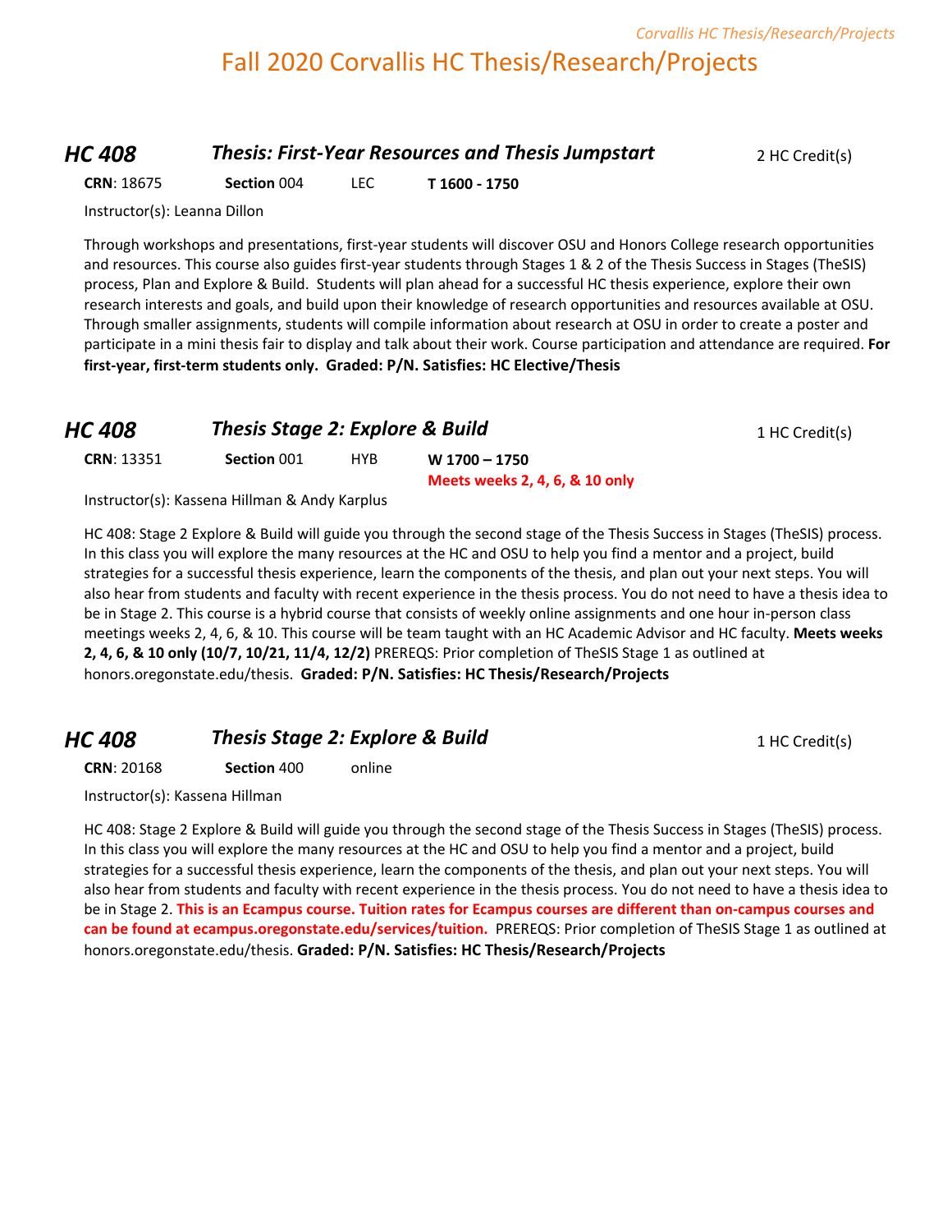# Fall 2020 Corvallis HC Thesis/Research/Projects

## HC 408 — *Thesis: First-Year Resources and Thesis Jumpstart* — 2 HC Credit(s)

**CRN**: 18675 **Section** 004 LEC **T 1600 - 1750**

Instructor(s): Leanna Dillon

Through workshops and presentations, first-year students will discover OSU and Honors College research opportunities and resources. This course also guides first-year students through Stages 1 & 2 of the Thesis Success in Stages (TheSIS) process, Plan and Explore & Build. Students will plan ahead for a successful HC thesis experience, explore their own research interests and goals, and build upon their knowledge of research opportunities and resources available at OSU. Through smaller assignments, students will compile information about research at OSU in order to create a poster and participate in a mini thesis fair to display and talk about their work. Course participation and attendance are required. **For first-year, first-term students only. Graded: P/N. Satisfies: HC Elective/Thesis**

## HC 408 — *Thesis Stage 2: Explore & Build* — 1 HC Credit(s)

**CRN**: 13351 **Section** 001 HYB **W 1700 – 1750**
**Meets weeks 2, 4, 6, & 10 only**

Instructor(s): Kassena Hillman & Andy Karplus

HC 408: Stage 2 Explore & Build will guide you through the second stage of the Thesis Success in Stages (TheSIS) process. In this class you will explore the many resources at the HC and OSU to help you find a mentor and a project, build strategies for a successful thesis experience, learn the components of the thesis, and plan out your next steps. You will also hear from students and faculty with recent experience in the thesis process. You do not need to have a thesis idea to be in Stage 2. This course is a hybrid course that consists of weekly online assignments and one hour in-person class meetings weeks 2, 4, 6, & 10. This course will be team taught with an HC Academic Advisor and HC faculty. **Meets weeks 2, 4, 6, & 10 only (10/7, 10/21, 11/4, 12/2)** PREREQS: Prior completion of TheSIS Stage 1 as outlined at honors.oregonstate.edu/thesis. **Graded: P/N. Satisfies: HC Thesis/Research/Projects**

## HC 408 — *Thesis Stage 2: Explore & Build* — 1 HC Credit(s)

**CRN**: 20168 **Section** 400 online

Instructor(s): Kassena Hillman

HC 408: Stage 2 Explore & Build will guide you through the second stage of the Thesis Success in Stages (TheSIS) process. In this class you will explore the many resources at the HC and OSU to help you find a mentor and a project, build strategies for a successful thesis experience, learn the components of the thesis, and plan out your next steps. You will also hear from students and faculty with recent experience in the thesis process. You do not need to have a thesis idea to be in Stage 2. **This is an Ecampus course. Tuition rates for Ecampus courses are different than on-campus courses and can be found at ecampus.oregonstate.edu/services/tuition.** PREREQS: Prior completion of TheSIS Stage 1 as outlined at honors.oregonstate.edu/thesis. **Graded: P/N. Satisfies: HC Thesis/Research/Projects**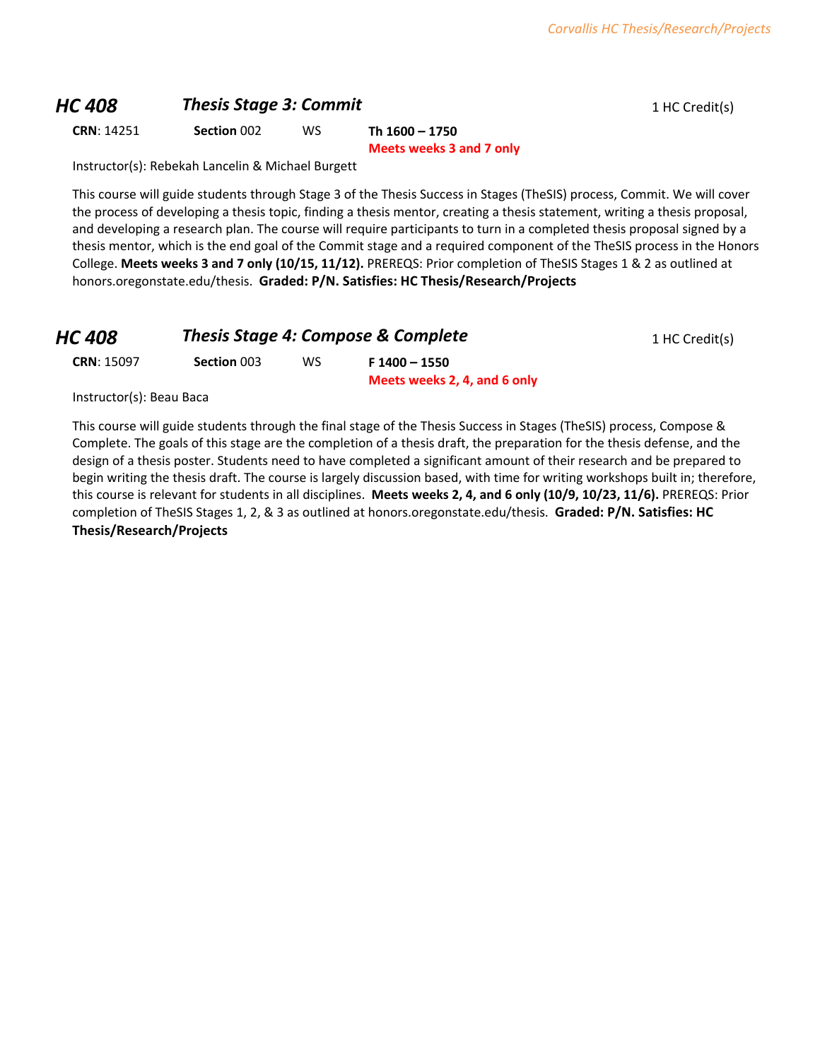## *HC 408* *Thesis Stage 3: Commit*

1 HC Credit(s)

**CRN**: 14251 **Section** 002 WS **Th 1600 – 1750**
**Meets weeks 3 and 7 only**

Instructor(s): Rebekah Lancelin & Michael Burgett

This course will guide students through Stage 3 of the Thesis Success in Stages (TheSIS) process, Commit. We will cover the process of developing a thesis topic, finding a thesis mentor, creating a thesis statement, writing a thesis proposal, and developing a research plan. The course will require participants to turn in a completed thesis proposal signed by a thesis mentor, which is the end goal of the Commit stage and a required component of the TheSIS process in the Honors College. **Meets weeks 3 and 7 only (10/15, 11/12).** PREREQS: Prior completion of TheSIS Stages 1 & 2 as outlined at honors.oregonstate.edu/thesis. **Graded: P/N. Satisfies: HC Thesis/Research/Projects**

## *HC 408* *Thesis Stage 4: Compose & Complete*

1 HC Credit(s)

**CRN**: 15097 **Section** 003 WS **F 1400 – 1550**
**Meets weeks 2, 4, and 6 only**

Instructor(s): Beau Baca

This course will guide students through the final stage of the Thesis Success in Stages (TheSIS) process, Compose & Complete. The goals of this stage are the completion of a thesis draft, the preparation for the thesis defense, and the design of a thesis poster. Students need to have completed a significant amount of their research and be prepared to begin writing the thesis draft. The course is largely discussion based, with time for writing workshops built in; therefore, this course is relevant for students in all disciplines. **Meets weeks 2, 4, and 6 only (10/9, 10/23, 11/6).** PREREQS: Prior completion of TheSIS Stages 1, 2, & 3 as outlined at honors.oregonstate.edu/thesis. **Graded: P/N. Satisfies: HC Thesis/Research/Projects**